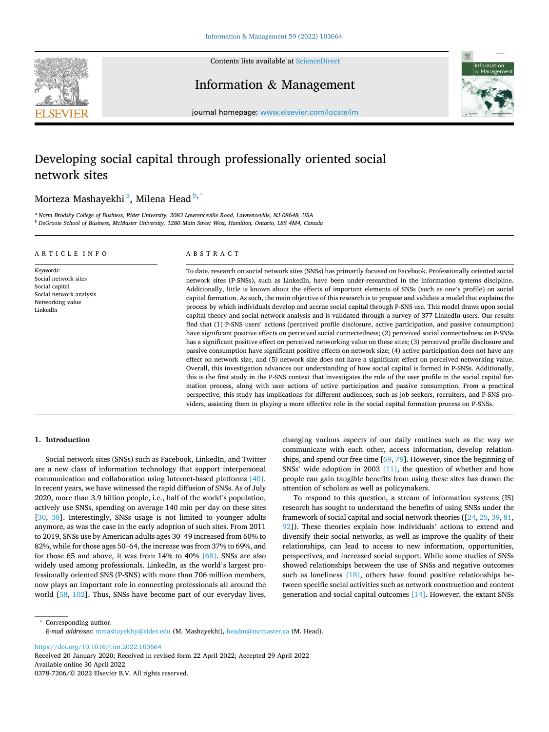# Developing social capital through professionally oriented social network sites

Morteza Mashayekhi [a], Milena Head [b,*]

[a] Norm Brodsky College of Business, Rider University, 2083 Lawrenceville Road, Lawrenceville, NJ 08648, USA

[b] DeGroote School of Business, McMaster University, 1280 Main Street West, Hamilton, Ontario, L8S 4M4, Canada

## ARTICLE INFO

*Keywords:*
Social network sites
Social capital
Social network analysis
Networking value
LinkedIn

## ABSTRACT

To date, research on social network sites (SNSs) has primarily focused on Facebook. Professionally oriented social network sites (P-SNSs), such as LinkedIn, have been under-researched in the information systems discipline. Additionally, little is known about the effects of important elements of SNSs (such as one's profile) on social capital formation. As such, the main objective of this research is to propose and validate a model that explains the process by which individuals develop and accrue social capital through P-SNS use. This model draws upon social capital theory and social network analysis and is validated through a survey of 377 LinkedIn users. Our results find that (1) P-SNS users' actions (perceived profile disclosure, active participation, and passive consumption) have significant positive effects on perceived social connectedness; (2) perceived social connectedness on P-SNSs has a significant positive effect on perceived networking value on these sites; (3) perceived profile disclosure and passive consumption have significant positive effects on network size; (4) active participation does not have any effect on network size, and (5) network size does not have a significant effect on perceived networking value. Overall, this investigation advances our understanding of how social capital is formed in P-SNSs. Additionally, this is the first study in the P-SNS context that investigates the role of the user profile in the social capital formation process, along with user actions of active participation and passive consumption. From a practical perspective, this study has implications for different audiences, such as job seekers, recruiters, and P-SNS providers, assisting them in playing a more effective role in the social capital formation process on P-SNSs.

## 1. Introduction

Social network sites (SNSs) such as Facebook, LinkedIn, and Twitter are a new class of information technology that support interpersonal communication and collaboration using Internet-based platforms [40]. In recent years, we have witnessed the rapid diffusion of SNSs. As of July 2020, more than 3.9 billion people, i.e., half of the world's population, actively use SNSs, spending on average 140 min per day on these sites [30, 38]. Interestingly, SNSs usage is not limited to younger adults anymore, as was the case in the early adoption of such sites. From 2011 to 2019, SNSs use by American adults ages 30–49 increased from 60% to 82%, while for those ages 50–64, the increase was from 37% to 69%, and for those 65 and above, it was from 14% to 40% [68]. SNSs are also widely used among professionals. LinkedIn, as the world's largest professionally oriented SNS (P-SNS) with more than 706 million members, now plays an important role in connecting professionals all around the world [58, 102]. Thus, SNSs have become part of our everyday lives, changing various aspects of our daily routines such as the way we communicate with each other, access information, develop relationships, and spend our free time [69, 79]. However, since the beginning of SNSs' wide adoption in 2003 [11], the question of whether and how people can gain tangible benefits from using these sites has drawn the attention of scholars as well as policymakers.

To respond to this question, a stream of information systems (IS) research has sought to understand the benefits of using SNSs under the framework of social capital and social network theories ([24, 25, 39, 81, 92]). These theories explain how individuals' actions to extend and diversify their social networks, as well as improve the quality of their relationships, can lead to access to new information, opportunities, perspectives, and increased social support. While some studies of SNSs showed relationships between the use of SNSs and negative outcomes such as loneliness [18], others have found positive relationships between specific social activities such as network construction and content generation and social capital outcomes [14]. However, the extant SNSs

* Corresponding author.
*E-mail addresses:* mmashayekhy@rider.edu (M. Mashayekhi), headm@mcmaster.ca (M. Head).

https://doi.org/10.1016/j.im.2022.103664
Received 20 January 2020; Received in revised form 22 April 2022; Accepted 29 April 2022
Available online 30 April 2022
0378-7206/© 2022 Elsevier B.V. All rights reserved.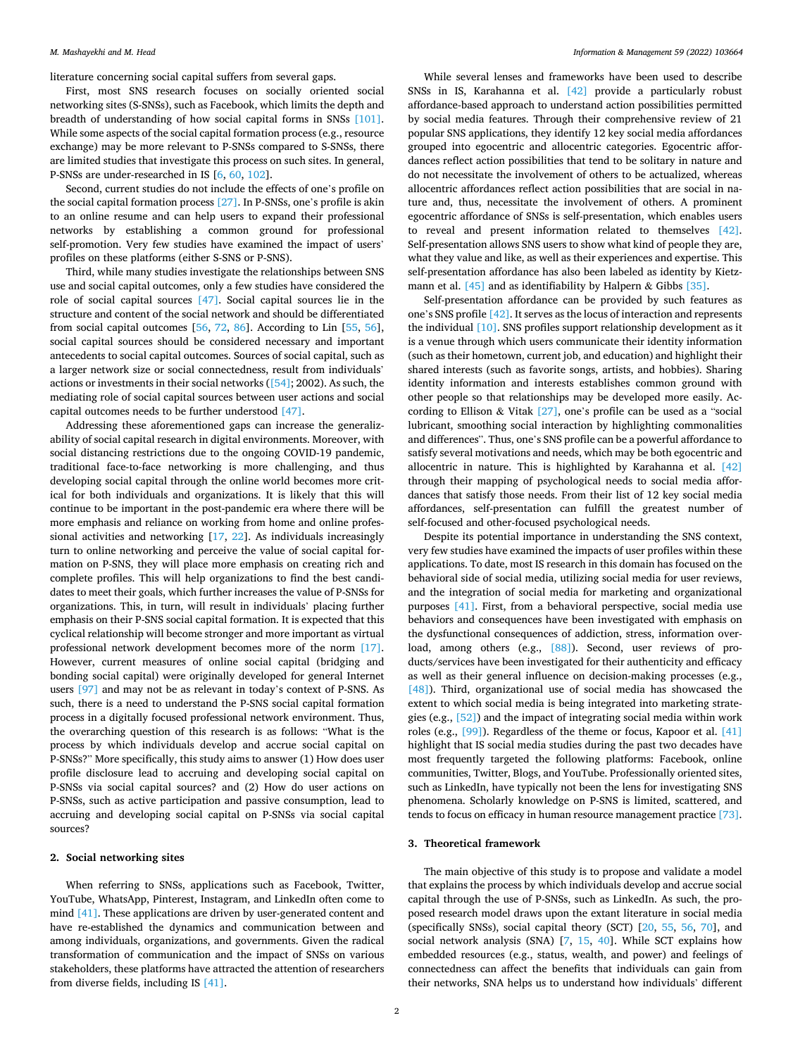literature concerning social capital suffers from several gaps.

First, most SNS research focuses on socially oriented social networking sites (S-SNSs), such as Facebook, which limits the depth and breadth of understanding of how social capital forms in SNSs [101]. While some aspects of the social capital formation process (e.g., resource exchange) may be more relevant to P-SNSs compared to S-SNSs, there are limited studies that investigate this process on such sites. In general, P-SNSs are under-researched in IS [6, 60, 102].

Second, current studies do not include the effects of one's profile on the social capital formation process [27]. In P-SNSs, one's profile is akin to an online resume and can help users to expand their professional networks by establishing a common ground for professional self-promotion. Very few studies have examined the impact of users' profiles on these platforms (either S-SNS or P-SNS).

Third, while many studies investigate the relationships between SNS use and social capital outcomes, only a few studies have considered the role of social capital sources [47]. Social capital sources lie in the structure and content of the social network and should be differentiated from social capital outcomes [56, 72, 86]. According to Lin [55, 56], social capital sources should be considered necessary and important antecedents to social capital outcomes. Sources of social capital, such as a larger network size or social connectedness, result from individuals' actions or investments in their social networks ([54]; 2002). As such, the mediating role of social capital sources between user actions and social capital outcomes needs to be further understood [47].

Addressing these aforementioned gaps can increase the generalizability of social capital research in digital environments. Moreover, with social distancing restrictions due to the ongoing COVID-19 pandemic, traditional face-to-face networking is more challenging, and thus developing social capital through the online world becomes more critical for both individuals and organizations. It is likely that this will continue to be important in the post-pandemic era where there will be more emphasis and reliance on working from home and online professional activities and networking [17, 22]. As individuals increasingly turn to online networking and perceive the value of social capital formation on P-SNS, they will place more emphasis on creating rich and complete profiles. This will help organizations to find the best candidates to meet their goals, which further increases the value of P-SNSs for organizations. This, in turn, will result in individuals' placing further emphasis on their P-SNS social capital formation. It is expected that this cyclical relationship will become stronger and more important as virtual professional network development becomes more of the norm [17]. However, current measures of online social capital (bridging and bonding social capital) were originally developed for general Internet users [97] and may not be as relevant in today's context of P-SNS. As such, there is a need to understand the P-SNS social capital formation process in a digitally focused professional network environment. Thus, the overarching question of this research is as follows: "What is the process by which individuals develop and accrue social capital on P-SNSs?" More specifically, this study aims to answer (1) How does user profile disclosure lead to accruing and developing social capital on P-SNSs via social capital sources? and (2) How do user actions on P-SNSs, such as active participation and passive consumption, lead to accruing and developing social capital on P-SNSs via social capital sources?

## 2. Social networking sites

When referring to SNSs, applications such as Facebook, Twitter, YouTube, WhatsApp, Pinterest, Instagram, and LinkedIn often come to mind [41]. These applications are driven by user-generated content and have re-established the dynamics and communication between and among individuals, organizations, and governments. Given the radical transformation of communication and the impact of SNSs on various stakeholders, these platforms have attracted the attention of researchers from diverse fields, including IS [41].

While several lenses and frameworks have been used to describe SNSs in IS, Karahanna et al. [42] provide a particularly robust affordance-based approach to understand action possibilities permitted by social media features. Through their comprehensive review of 21 popular SNS applications, they identify 12 key social media affordances grouped into egocentric and allocentric categories. Egocentric affordances reflect action possibilities that tend to be solitary in nature and do not necessitate the involvement of others to be actualized, whereas allocentric affordances reflect action possibilities that are social in nature and, thus, necessitate the involvement of others. A prominent egocentric affordance of SNSs is self-presentation, which enables users to reveal and present information related to themselves [42]. Self-presentation allows SNS users to show what kind of people they are, what they value and like, as well as their experiences and expertise. This self-presentation affordance has also been labeled as identity by Kietzmann et al. [45] and as identifiability by Halpern & Gibbs [35].

Self-presentation affordance can be provided by such features as one's SNS profile [42]. It serves as the locus of interaction and represents the individual [10]. SNS profiles support relationship development as it is a venue through which users communicate their identity information (such as their hometown, current job, and education) and highlight their shared interests (such as favorite songs, artists, and hobbies). Sharing identity information and interests establishes common ground with other people so that relationships may be developed more easily. According to Ellison & Vitak [27], one's profile can be used as a "social lubricant, smoothing social interaction by highlighting commonalities and differences". Thus, one's SNS profile can be a powerful affordance to satisfy several motivations and needs, which may be both egocentric and allocentric in nature. This is highlighted by Karahanna et al. [42] through their mapping of psychological needs to social media affordances that satisfy those needs. From their list of 12 key social media affordances, self-presentation can fulfill the greatest number of self-focused and other-focused psychological needs.

Despite its potential importance in understanding the SNS context, very few studies have examined the impacts of user profiles within these applications. To date, most IS research in this domain has focused on the behavioral side of social media, utilizing social media for user reviews, and the integration of social media for marketing and organizational purposes [41]. First, from a behavioral perspective, social media use behaviors and consequences have been investigated with emphasis on the dysfunctional consequences of addiction, stress, information overload, among others (e.g., [88]). Second, user reviews of products/services have been investigated for their authenticity and efficacy as well as their general influence on decision-making processes (e.g., [48]). Third, organizational use of social media has showcased the extent to which social media is being integrated into marketing strategies (e.g., [52]) and the impact of integrating social media within work roles (e.g., [99]). Regardless of the theme or focus, Kapoor et al. [41] highlight that IS social media studies during the past two decades have most frequently targeted the following platforms: Facebook, online communities, Twitter, Blogs, and YouTube. Professionally oriented sites, such as LinkedIn, have typically not been the lens for investigating SNS phenomena. Scholarly knowledge on P-SNS is limited, scattered, and tends to focus on efficacy in human resource management practice [73].

## 3. Theoretical framework

The main objective of this study is to propose and validate a model that explains the process by which individuals develop and accrue social capital through the use of P-SNSs, such as LinkedIn. As such, the proposed research model draws upon the extant literature in social media (specifically SNSs), social capital theory (SCT) [20, 55, 56, 70], and social network analysis (SNA) [7, 15, 40]. While SCT explains how embedded resources (e.g., status, wealth, and power) and feelings of connectedness can affect the benefits that individuals can gain from their networks, SNA helps us to understand how individuals' different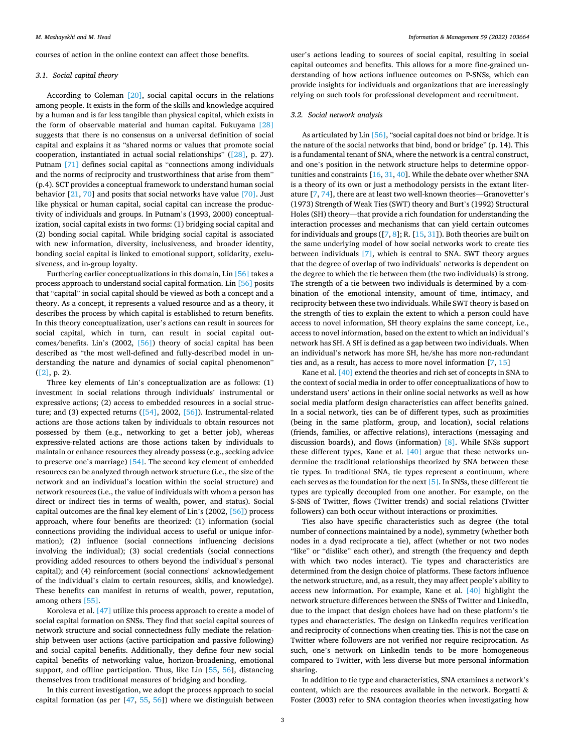courses of action in the online context can affect those benefits.

### 3.1. Social capital theory

According to Coleman [20], social capital occurs in the relations among people. It exists in the form of the skills and knowledge acquired by a human and is far less tangible than physical capital, which exists in the form of observable material and human capital. Fukuyama [28] suggests that there is no consensus on a universal definition of social capital and explains it as "shared norms or values that promote social cooperation, instantiated in actual social relationships" ([28], p. 27). Putnam [71] defines social capital as "connections among individuals and the norms of reciprocity and trustworthiness that arise from them" (p.4). SCT provides a conceptual framework to understand human social behavior [21, 70] and posits that social networks have value [70]. Just like physical or human capital, social capital can increase the productivity of individuals and groups. In Putnam's (1993, 2000) conceptualization, social capital exists in two forms: (1) bridging social capital and (2) bonding social capital. While bridging social capital is associated with new information, diversity, inclusiveness, and broader identity, bonding social capital is linked to emotional support, solidarity, exclusiveness, and in-group loyalty.

Furthering earlier conceptualizations in this domain, Lin [56] takes a process approach to understand social capital formation. Lin [56] posits that "capital" in social capital should be viewed as both a concept and a theory. As a concept, it represents a valued resource and as a theory, it describes the process by which capital is established to return benefits. In this theory conceptualization, user's actions can result in sources for social capital, which in turn, can result in social capital outcomes/benefits. Lin's (2002, [56]) theory of social capital has been described as "the most well-defined and fully-described model in understanding the nature and dynamics of social capital phenomenon" ([2], p. 2).

Three key elements of Lin's conceptualization are as follows: (1) investment in social relations through individuals' instrumental or expressive actions; (2) access to embedded resources in a social structure; and (3) expected returns ([54], 2002, [56]). Instrumental-related actions are those actions taken by individuals to obtain resources not possessed by them (e.g., networking to get a better job), whereas expressive-related actions are those actions taken by individuals to maintain or enhance resources they already possess (e.g., seeking advice to preserve one's marriage) [54]. The second key element of embedded resources can be analyzed through network structure (i.e., the size of the network and an individual's location within the social structure) and network resources (i.e., the value of individuals with whom a person has direct or indirect ties in terms of wealth, power, and status). Social capital outcomes are the final key element of Lin's (2002, [56]) process approach, where four benefits are theorized: (1) information (social connections providing the individual access to useful or unique information); (2) influence (social connections influencing decisions involving the individual); (3) social credentials (social connections providing added resources to others beyond the individual's personal capital); and (4) reinforcement (social connections' acknowledgement of the individual's claim to certain resources, skills, and knowledge). These benefits can manifest in returns of wealth, power, reputation, among others [55].

Koroleva et al. [47] utilize this process approach to create a model of social capital formation on SNSs. They find that social capital sources of network structure and social connectedness fully mediate the relationship between user actions (active participation and passive following) and social capital benefits. Additionally, they define four new social capital benefits of networking value, horizon-broadening, emotional support, and offline participation. Thus, like Lin [55, 56], distancing themselves from traditional measures of bridging and bonding.

In this current investigation, we adopt the process approach to social capital formation (as per [47, 55, 56]) where we distinguish between user's actions leading to sources of social capital, resulting in social capital outcomes and benefits. This allows for a more fine-grained understanding of how actions influence outcomes on P-SNSs, which can provide insights for individuals and organizations that are increasingly relying on such tools for professional development and recruitment.

### 3.2. Social network analysis

As articulated by Lin [56], "social capital does not bind or bridge. It is the nature of the social networks that bind, bond or bridge" (p. 14). This is a fundamental tenant of SNA, where the network is a central construct, and one's position in the network structure helps to determine opportunities and constraints [16, 31, 40]. While the debate over whether SNA is a theory of its own or just a methodology persists in the extant literature [7, 74], there are at least two well-known theories—Granovetter's (1973) Strength of Weak Ties (SWT) theory and Burt's (1992) Structural Holes (SH) theory—that provide a rich foundation for understanding the interaction processes and mechanisms that can yield certain outcomes for individuals and groups ([7, 8]; R. [15, 31]). Both theories are built on the same underlying model of how social networks work to create ties between individuals [7], which is central to SNA. SWT theory argues that the degree of overlap of two individuals' networks is dependent on the degree to which the tie between them (the two individuals) is strong. The strength of a tie between two individuals is determined by a combination of the emotional intensity, amount of time, intimacy, and reciprocity between these two individuals. While SWT theory is based on the strength of ties to explain the extent to which a person could have access to novel information, SH theory explains the same concept, i.e., access to novel information, based on the extent to which an individual's network has SH. A SH is defined as a gap between two individuals. When an individual's network has more SH, he/she has more non-redundant ties and, as a result, has access to more novel information [7, 15]

Kane et al. [40] extend the theories and rich set of concepts in SNA to the context of social media in order to offer conceptualizations of how to understand users' actions in their online social networks as well as how social media platform design characteristics can affect benefits gained. In a social network, ties can be of different types, such as proximities (being in the same platform, group, and location), social relations (friends, families, or affective relations), interactions (messaging and discussion boards), and flows (information) [8]. While SNSs support these different types, Kane et al. [40] argue that these networks undermine the traditional relationships theorized by SNA between these tie types. In traditional SNA, tie types represent a continuum, where each serves as the foundation for the next [5]. In SNSs, these different tie types are typically decoupled from one another. For example, on the S-SNS of Twitter, flows (Twitter trends) and social relations (Twitter followers) can both occur without interactions or proximities.

Ties also have specific characteristics such as degree (the total number of connections maintained by a node), symmetry (whether both nodes in a dyad reciprocate a tie), affect (whether or not two nodes "like" or "dislike" each other), and strength (the frequency and depth with which two nodes interact). Tie types and characteristics are determined from the design choice of platforms. These factors influence the network structure, and, as a result, they may affect people's ability to access new information. For example, Kane et al. [40] highlight the network structure differences between the SNSs of Twitter and LinkedIn, due to the impact that design choices have had on these platform's tie types and characteristics. The design on LinkedIn requires verification and reciprocity of connections when creating ties. This is not the case on Twitter where followers are not verified nor require reciprocation. As such, one's network on LinkedIn tends to be more homogeneous compared to Twitter, with less diverse but more personal information sharing.

In addition to tie type and characteristics, SNA examines a network's content, which are the resources available in the network. Borgatti & Foster (2003) refer to SNA contagion theories when investigating how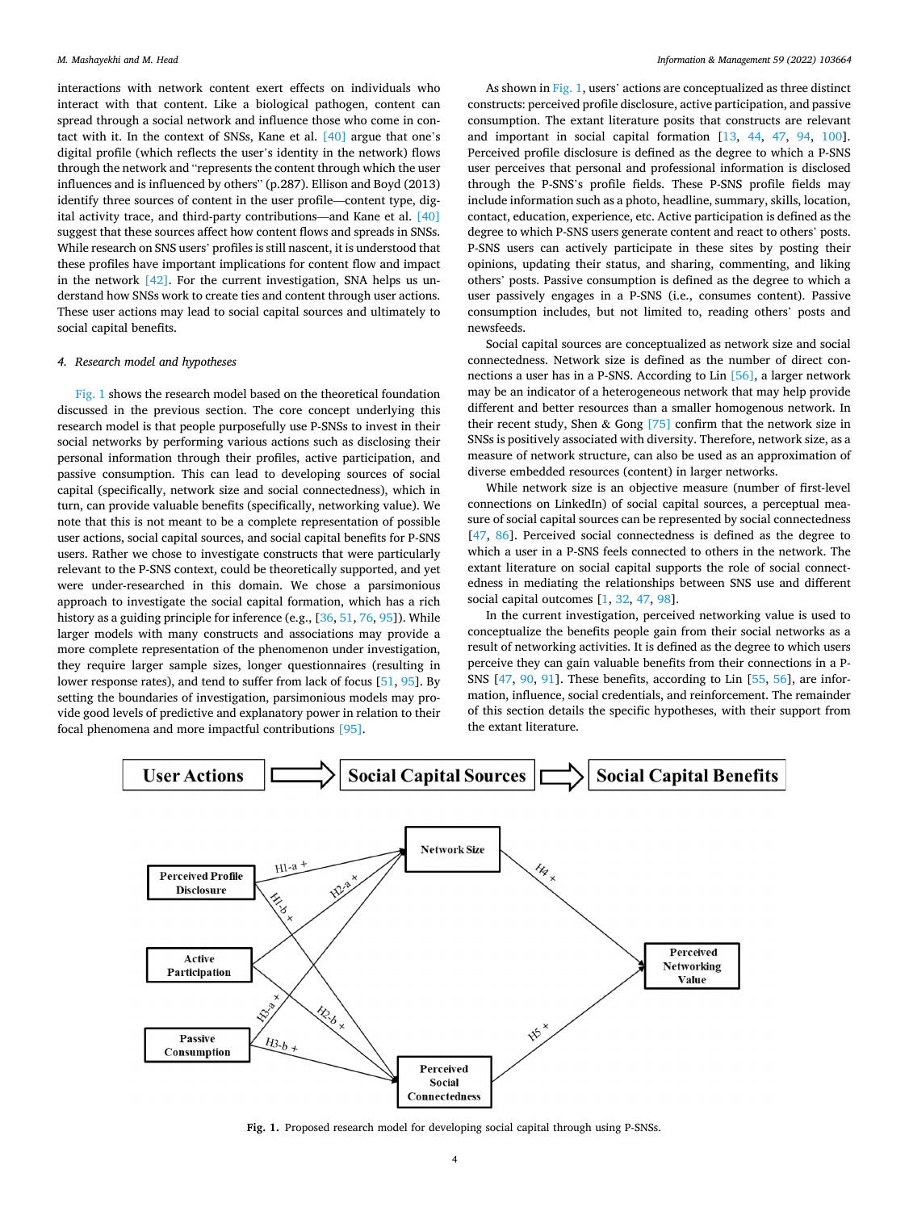interactions with network content exert effects on individuals who interact with that content. Like a biological pathogen, content can spread through a social network and influence those who come in contact with it. In the context of SNSs, Kane et al. [40] argue that one's digital profile (which reflects the user's identity in the network) flows through the network and "represents the content through which the user influences and is influenced by others" (p.287). Ellison and Boyd (2013) identify three sources of content in the user profile—content type, digital activity trace, and third-party contributions—and Kane et al. [40] suggest that these sources affect how content flows and spreads in SNSs. While research on SNS users' profiles is still nascent, it is understood that these profiles have important implications for content flow and impact in the network [42]. For the current investigation, SNA helps us understand how SNSs work to create ties and content through user actions. These user actions may lead to social capital sources and ultimately to social capital benefits.

## 4. Research model and hypotheses

Fig. 1 shows the research model based on the theoretical foundation discussed in the previous section. The core concept underlying this research model is that people purposefully use P-SNSs to invest in their social networks by performing various actions such as disclosing their personal information through their profiles, active participation, and passive consumption. This can lead to developing sources of social capital (specifically, network size and social connectedness), which in turn, can provide valuable benefits (specifically, networking value). We note that this is not meant to be a complete representation of possible user actions, social capital sources, and social capital benefits for P-SNS users. Rather we chose to investigate constructs that were particularly relevant to the P-SNS context, could be theoretically supported, and yet were under-researched in this domain. We chose a parsimonious approach to investigate the social capital formation, which has a rich history as a guiding principle for inference (e.g., [36, 51, 76, 95]). While larger models with many constructs and associations may provide a more complete representation of the phenomenon under investigation, they require larger sample sizes, longer questionnaires (resulting in lower response rates), and tend to suffer from lack of focus [51, 95]. By setting the boundaries of investigation, parsimonious models may provide good levels of predictive and explanatory power in relation to their focal phenomena and more impactful contributions [95].

As shown in Fig. 1, users' actions are conceptualized as three distinct constructs: perceived profile disclosure, active participation, and passive consumption. The extant literature posits that constructs are relevant and important in social capital formation [13, 44, 47, 94, 100]. Perceived profile disclosure is defined as the degree to which a P-SNS user perceives that personal and professional information is disclosed through the P-SNS's profile fields. These P-SNS profile fields may include information such as a photo, headline, summary, skills, location, contact, education, experience, etc. Active participation is defined as the degree to which P-SNS users generate content and react to others' posts. P-SNS users can actively participate in these sites by posting their opinions, updating their status, and sharing, commenting, and liking others' posts. Passive consumption is defined as the degree to which a user passively engages in a P-SNS (i.e., consumes content). Passive consumption includes, but not limited to, reading others' posts and newsfeeds.

Social capital sources are conceptualized as network size and social connectedness. Network size is defined as the number of direct connections a user has in a P-SNS. According to Lin [56], a larger network may be an indicator of a heterogeneous network that may help provide different and better resources than a smaller homogenous network. In their recent study, Shen & Gong [75] confirm that the network size in SNSs is positively associated with diversity. Therefore, network size, as a measure of network structure, can also be used as an approximation of diverse embedded resources (content) in larger networks.

While network size is an objective measure (number of first-level connections on LinkedIn) of social capital sources, a perceptual measure of social capital sources can be represented by social connectedness [47, 86]. Perceived social connectedness is defined as the degree to which a user in a P-SNS feels connected to others in the network. The extant literature on social capital supports the role of social connectedness in mediating the relationships between SNS use and different social capital outcomes [1, 32, 47, 98].

In the current investigation, perceived networking value is used to conceptualize the benefits people gain from their social networks as a result of networking activities. It is defined as the degree to which users perceive they can gain valuable benefits from their connections in a P-SNS [47, 90, 91]. These benefits, according to Lin [55, 56], are information, influence, social credentials, and reinforcement. The remainder of this section details the specific hypotheses, with their support from the extant literature.

**Fig. 1.** Proposed research model for developing social capital through using P-SNSs.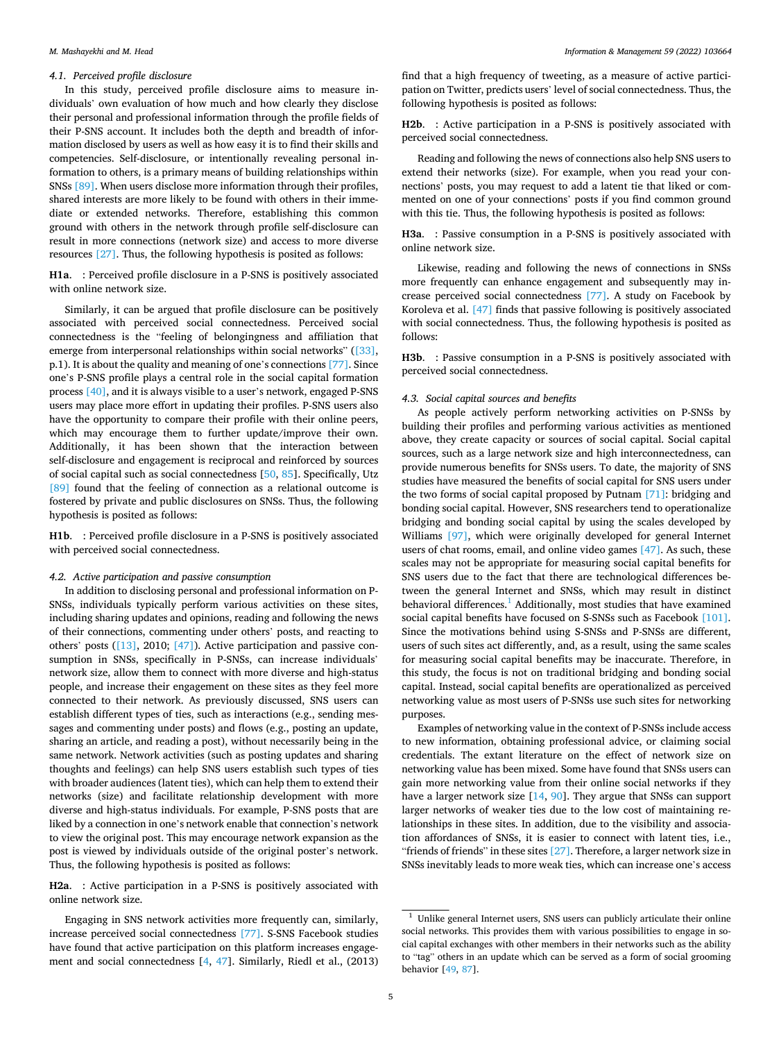### 4.1. Perceived profile disclosure

In this study, perceived profile disclosure aims to measure individuals' own evaluation of how much and how clearly they disclose their personal and professional information through the profile fields of their P-SNS account. It includes both the depth and breadth of information disclosed by users as well as how easy it is to find their skills and competencies. Self-disclosure, or intentionally revealing personal information to others, is a primary means of building relationships within SNSs [89]. When users disclose more information through their profiles, shared interests are more likely to be found with others in their immediate or extended networks. Therefore, establishing this common ground with others in the network through profile self-disclosure can result in more connections (network size) and access to more diverse resources [27]. Thus, the following hypothesis is posited as follows:

**H1a**. : Perceived profile disclosure in a P-SNS is positively associated with online network size.

Similarly, it can be argued that profile disclosure can be positively associated with perceived social connectedness. Perceived social connectedness is the "feeling of belongingness and affiliation that emerge from interpersonal relationships within social networks" ([33], p.1). It is about the quality and meaning of one's connections [77]. Since one's P-SNS profile plays a central role in the social capital formation process [40], and it is always visible to a user's network, engaged P-SNS users may place more effort in updating their profiles. P-SNS users also have the opportunity to compare their profile with their online peers, which may encourage them to further update/improve their own. Additionally, it has been shown that the interaction between self-disclosure and engagement is reciprocal and reinforced by sources of social capital such as social connectedness [50, 85]. Specifically, Utz [89] found that the feeling of connection as a relational outcome is fostered by private and public disclosures on SNSs. Thus, the following hypothesis is posited as follows:

**H1b**. : Perceived profile disclosure in a P-SNS is positively associated with perceived social connectedness.

### 4.2. Active participation and passive consumption

In addition to disclosing personal and professional information on P-SNSs, individuals typically perform various activities on these sites, including sharing updates and opinions, reading and following the news of their connections, commenting under others' posts, and reacting to others' posts ([13], 2010; [47]). Active participation and passive consumption in SNSs, specifically in P-SNSs, can increase individuals' network size, allow them to connect with more diverse and high-status people, and increase their engagement on these sites as they feel more connected to their network. As previously discussed, SNS users can establish different types of ties, such as interactions (e.g., sending messages and commenting under posts) and flows (e.g., posting an update, sharing an article, and reading a post), without necessarily being in the same network. Network activities (such as posting updates and sharing thoughts and feelings) can help SNS users establish such types of ties with broader audiences (latent ties), which can help them to extend their networks (size) and facilitate relationship development with more diverse and high-status individuals. For example, P-SNS posts that are liked by a connection in one's network enable that connection's network to view the original post. This may encourage network expansion as the post is viewed by individuals outside of the original poster's network. Thus, the following hypothesis is posited as follows:

**H2a**. : Active participation in a P-SNS is positively associated with online network size.

Engaging in SNS network activities more frequently can, similarly, increase perceived social connectedness [77]. S-SNS Facebook studies have found that active participation on this platform increases engagement and social connectedness [4, 47]. Similarly, Riedl et al., (2013) find that a high frequency of tweeting, as a measure of active participation on Twitter, predicts users' level of social connectedness. Thus, the following hypothesis is posited as follows:

**H2b**. : Active participation in a P-SNS is positively associated with perceived social connectedness.

Reading and following the news of connections also help SNS users to extend their networks (size). For example, when you read your connections' posts, you may request to add a latent tie that liked or commented on one of your connections' posts if you find common ground with this tie. Thus, the following hypothesis is posited as follows:

**H3a**. : Passive consumption in a P-SNS is positively associated with online network size.

Likewise, reading and following the news of connections in SNSs more frequently can enhance engagement and subsequently may increase perceived social connectedness [77]. A study on Facebook by Koroleva et al. [47] finds that passive following is positively associated with social connectedness. Thus, the following hypothesis is posited as follows:

**H3b**. : Passive consumption in a P-SNS is positively associated with perceived social connectedness.

### 4.3. Social capital sources and benefits

As people actively perform networking activities on P-SNSs by building their profiles and performing various activities as mentioned above, they create capacity or sources of social capital. Social capital sources, such as a large network size and high interconnectedness, can provide numerous benefits for SNSs users. To date, the majority of SNS studies have measured the benefits of social capital for SNS users under the two forms of social capital proposed by Putnam [71]: bridging and bonding social capital. However, SNS researchers tend to operationalize bridging and bonding social capital by using the scales developed by Williams [97], which were originally developed for general Internet users of chat rooms, email, and online video games [47]. As such, these scales may not be appropriate for measuring social capital benefits for SNS users due to the fact that there are technological differences between the general Internet and SNSs, which may result in distinct behavioral differences.[1] Additionally, most studies that have examined social capital benefits have focused on S-SNSs such as Facebook [101]. Since the motivations behind using S-SNSs and P-SNSs are different, users of such sites act differently, and, as a result, using the same scales for measuring social capital benefits may be inaccurate. Therefore, in this study, the focus is not on traditional bridging and bonding social capital. Instead, social capital benefits are operationalized as perceived networking value as most users of P-SNSs use such sites for networking purposes.

Examples of networking value in the context of P-SNSs include access to new information, obtaining professional advice, or claiming social credentials. The extant literature on the effect of network size on networking value has been mixed. Some have found that SNSs users can gain more networking value from their online social networks if they have a larger network size [14, 90]. They argue that SNSs can support larger networks of weaker ties due to the low cost of maintaining relationships in these sites. In addition, due to the visibility and association affordances of SNSs, it is easier to connect with latent ties, i.e., "friends of friends" in these sites [27]. Therefore, a larger network size in SNSs inevitably leads to more weak ties, which can increase one's access

[1] Unlike general Internet users, SNS users can publicly articulate their online social networks. This provides them with various possibilities to engage in social capital exchanges with other members in their networks such as the ability to "tag" others in an update which can be served as a form of social grooming behavior [49, 87].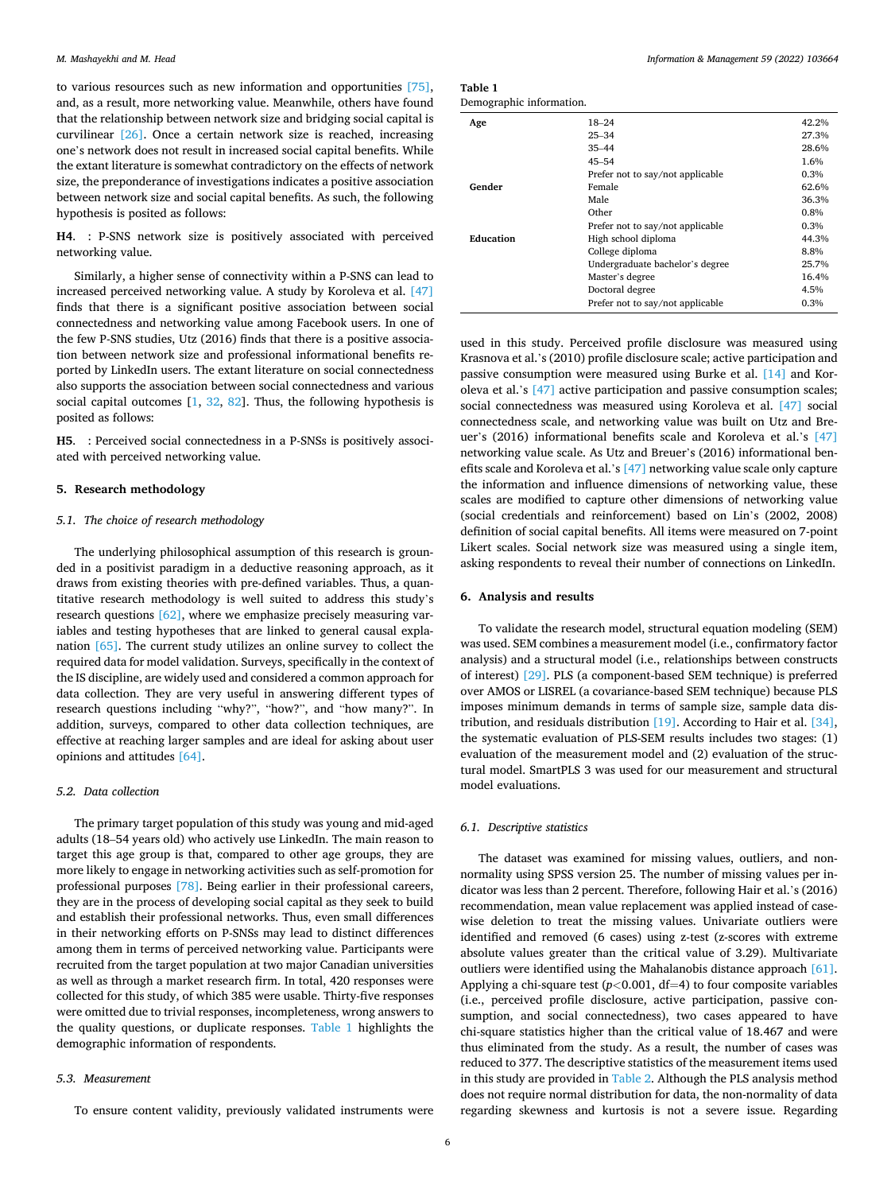to various resources such as new information and opportunities [75], and, as a result, more networking value. Meanwhile, others have found that the relationship between network size and bridging social capital is curvilinear [26]. Once a certain network size is reached, increasing one's network does not result in increased social capital benefits. While the extant literature is somewhat contradictory on the effects of network size, the preponderance of investigations indicates a positive association between network size and social capital benefits. As such, the following hypothesis is posited as follows:

**H4**. : P-SNS network size is positively associated with perceived networking value.

Similarly, a higher sense of connectivity within a P-SNS can lead to increased perceived networking value. A study by Koroleva et al. [47] finds that there is a significant positive association between social connectedness and networking value among Facebook users. In one of the few P-SNS studies, Utz (2016) finds that there is a positive association between network size and professional informational benefits reported by LinkedIn users. The extant literature on social connectedness also supports the association between social connectedness and various social capital outcomes [1, 32, 82]. Thus, the following hypothesis is posited as follows:

**H5**. : Perceived social connectedness in a P-SNSs is positively associated with perceived networking value.

## 5. Research methodology

### 5.1. The choice of research methodology

The underlying philosophical assumption of this research is grounded in a positivist paradigm in a deductive reasoning approach, as it draws from existing theories with pre-defined variables. Thus, a quantitative research methodology is well suited to address this study's research questions [62], where we emphasize precisely measuring variables and testing hypotheses that are linked to general causal explanation [65]. The current study utilizes an online survey to collect the required data for model validation. Surveys, specifically in the context of the IS discipline, are widely used and considered a common approach for data collection. They are very useful in answering different types of research questions including "why?", "how?", and "how many?". In addition, surveys, compared to other data collection techniques, are effective at reaching larger samples and are ideal for asking about user opinions and attitudes [64].

### 5.2. Data collection

The primary target population of this study was young and mid-aged adults (18–54 years old) who actively use LinkedIn. The main reason to target this age group is that, compared to other age groups, they are more likely to engage in networking activities such as self-promotion for professional purposes [78]. Being earlier in their professional careers, they are in the process of developing social capital as they seek to build and establish their professional networks. Thus, even small differences in their networking efforts on P-SNSs may lead to distinct differences among them in terms of perceived networking value. Participants were recruited from the target population at two major Canadian universities as well as through a market research firm. In total, 420 responses were collected for this study, of which 385 were usable. Thirty-five responses were omitted due to trivial responses, incompleteness, wrong answers to the quality questions, or duplicate responses. Table 1 highlights the demographic information of respondents.

**Table 1**
Demographic information.

| | | |
|---|---|---|
| **Age** | 18–24 | 42.2% |
| | 25–34 | 27.3% |
| | 35–44 | 28.6% |
| | 45–54 | 1.6% |
| | Prefer not to say/not applicable | 0.3% |
| **Gender** | Female | 62.6% |
| | Male | 36.3% |
| | Other | 0.8% |
| | Prefer not to say/not applicable | 0.3% |
| **Education** | High school diploma | 44.3% |
| | College diploma | 8.8% |
| | Undergraduate bachelor's degree | 25.7% |
| | Master's degree | 16.4% |
| | Doctoral degree | 4.5% |
| | Prefer not to say/not applicable | 0.3% |

### 5.3. Measurement

To ensure content validity, previously validated instruments were used in this study. Perceived profile disclosure was measured using Krasnova et al.'s (2010) profile disclosure scale; active participation and passive consumption were measured using Burke et al. [14] and Koroleva et al.'s [47] active participation and passive consumption scales; social connectedness was measured using Koroleva et al. [47] social connectedness scale, and networking value was built on Utz and Breuer's (2016) informational benefits scale and Koroleva et al.'s [47] networking value scale. As Utz and Breuer's (2016) informational benefits scale and Koroleva et al.'s [47] networking value scale only capture the information and influence dimensions of networking value, these scales are modified to capture other dimensions of networking value (social credentials and reinforcement) based on Lin's (2002, 2008) definition of social capital benefits. All items were measured on 7-point Likert scales. Social network size was measured using a single item, asking respondents to reveal their number of connections on LinkedIn.

## 6. Analysis and results

To validate the research model, structural equation modeling (SEM) was used. SEM combines a measurement model (i.e., confirmatory factor analysis) and a structural model (i.e., relationships between constructs of interest) [29]. PLS (a component-based SEM technique) is preferred over AMOS or LISREL (a covariance-based SEM technique) because PLS imposes minimum demands in terms of sample size, sample data distribution, and residuals distribution [19]. According to Hair et al. [34], the systematic evaluation of PLS-SEM results includes two stages: (1) evaluation of the measurement model and (2) evaluation of the structural model. SmartPLS 3 was used for our measurement and structural model evaluations.

### 6.1. Descriptive statistics

The dataset was examined for missing values, outliers, and non-normality using SPSS version 25. The number of missing values per indicator was less than 2 percent. Therefore, following Hair et al.'s (2016) recommendation, mean value replacement was applied instead of case-wise deletion to treat the missing values. Univariate outliers were identified and removed (6 cases) using z-test (z-scores with extreme absolute values greater than the critical value of 3.29). Multivariate outliers were identified using the Mahalanobis distance approach [61]. Applying a chi-square test ($p<0.001$, df=4) to four composite variables (i.e., perceived profile disclosure, active participation, passive consumption, and social connectedness), two cases appeared to have chi-square statistics higher than the critical value of 18.467 and were thus eliminated from the study. As a result, the number of cases was reduced to 377. The descriptive statistics of the measurement items used in this study are provided in Table 2. Although the PLS analysis method does not require normal distribution for data, the non-normality of data regarding skewness and kurtosis is not a severe issue. Regarding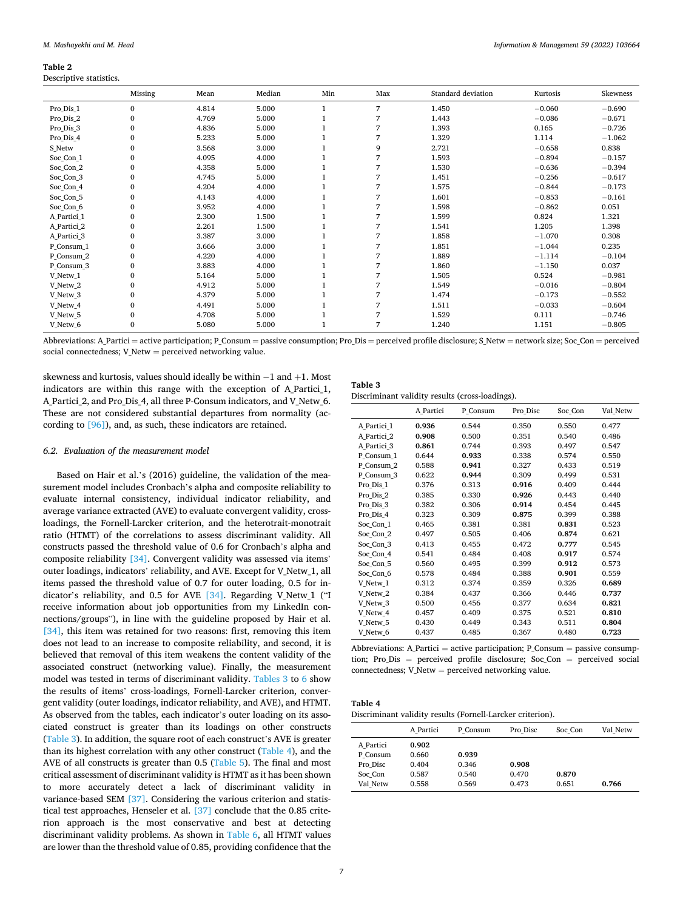**Table 2**
Descriptive statistics.

| | Missing | Mean | Median | Min | Max | Standard deviation | Kurtosis | Skewness |
|---|---|---|---|---|---|---|---|---|
| Pro_Dis_1 | 0 | 4.814 | 5.000 | 1 | 7 | 1.450 | −0.060 | −0.690 |
| Pro_Dis_2 | 0 | 4.769 | 5.000 | 1 | 7 | 1.443 | −0.086 | −0.671 |
| Pro_Dis_3 | 0 | 4.836 | 5.000 | 1 | 7 | 1.393 | 0.165 | −0.726 |
| Pro_Dis_4 | 0 | 5.233 | 5.000 | 1 | 7 | 1.329 | 1.114 | −1.062 |
| S_Netw | 0 | 3.568 | 3.000 | 1 | 9 | 2.721 | −0.658 | 0.838 |
| Soc_Con_1 | 0 | 4.095 | 4.000 | 1 | 7 | 1.593 | −0.894 | −0.157 |
| Soc_Con_2 | 0 | 4.358 | 5.000 | 1 | 7 | 1.530 | −0.636 | −0.394 |
| Soc_Con_3 | 0 | 4.745 | 5.000 | 1 | 7 | 1.451 | −0.256 | −0.617 |
| Soc_Con_4 | 0 | 4.204 | 4.000 | 1 | 7 | 1.575 | −0.844 | −0.173 |
| Soc_Con_5 | 0 | 4.143 | 4.000 | 1 | 7 | 1.601 | −0.853 | −0.161 |
| Soc_Con_6 | 0 | 3.952 | 4.000 | 1 | 7 | 1.598 | −0.862 | 0.051 |
| A_Partici_1 | 0 | 2.300 | 1.500 | 1 | 7 | 1.599 | 0.824 | 1.321 |
| A_Partici_2 | 0 | 2.261 | 1.500 | 1 | 7 | 1.541 | 1.205 | 1.398 |
| A_Partici_3 | 0 | 3.387 | 3.000 | 1 | 7 | 1.858 | −1.070 | 0.308 |
| P_Consum_1 | 0 | 3.666 | 3.000 | 1 | 7 | 1.851 | −1.044 | 0.235 |
| P_Consum_2 | 0 | 4.220 | 4.000 | 1 | 7 | 1.889 | −1.114 | −0.104 |
| P_Consum_3 | 0 | 3.883 | 4.000 | 1 | 7 | 1.860 | −1.150 | 0.037 |
| V_Netw_1 | 0 | 5.164 | 5.000 | 1 | 7 | 1.505 | 0.524 | −0.981 |
| V_Netw_2 | 0 | 4.912 | 5.000 | 1 | 7 | 1.549 | −0.016 | −0.804 |
| V_Netw_3 | 0 | 4.379 | 5.000 | 1 | 7 | 1.474 | −0.173 | −0.552 |
| V_Netw_4 | 0 | 4.491 | 5.000 | 1 | 7 | 1.511 | −0.033 | −0.604 |
| V_Netw_5 | 0 | 4.708 | 5.000 | 1 | 7 | 1.529 | 0.111 | −0.746 |
| V_Netw_6 | 0 | 5.080 | 5.000 | 1 | 7 | 1.240 | 1.151 | −0.805 |

Abbreviations: A_Partici = active participation; P_Consum = passive consumption; Pro_Dis = perceived profile disclosure; S_Netw = network size; Soc_Con = perceived social connectedness; V_Netw = perceived networking value.

skewness and kurtosis, values should ideally be within −1 and +1. Most indicators are within this range with the exception of A_Partici_1, A_Partici_2, and Pro_Dis_4, all three P-Consum indicators, and V_Netw_6. These are not considered substantial departures from normality (according to [96]), and, as such, these indicators are retained.

### 6.2. Evaluation of the measurement model

Based on Hair et al.'s (2016) guideline, the validation of the measurement model includes Cronbach's alpha and composite reliability to evaluate internal consistency, individual indicator reliability, and average variance extracted (AVE) to evaluate convergent validity, cross-loadings, the Fornell-Larcker criterion, and the heterotrait-monotrait ratio (HTMT) of the correlations to assess discriminant validity. All constructs passed the threshold value of 0.6 for Cronbach's alpha and composite reliability [34]. Convergent validity was assessed via items' outer loadings, indicators' reliability, and AVE. Except for V_Netw_1, all items passed the threshold value of 0.7 for outer loading, 0.5 for indicator's reliability, and 0.5 for AVE [34]. Regarding V_Netw_1 ("I receive information about job opportunities from my LinkedIn connections/groups"), in line with the guideline proposed by Hair et al. [34], this item was retained for two reasons: first, removing this item does not lead to an increase to composite reliability, and second, it is believed that removal of this item weakens the content validity of the associated construct (networking value). Finally, the measurement model was tested in terms of discriminant validity. Tables 3 to 6 show the results of items' cross-loadings, Fornell-Larcker criterion, convergent validity (outer loadings, indicator reliability, and AVE), and HTMT. As observed from the tables, each indicator's outer loading on its associated construct is greater than its loadings on other constructs (Table 3). In addition, the square root of each construct's AVE is greater than its highest correlation with any other construct (Table 4), and the AVE of all constructs is greater than 0.5 (Table 5). The final and most critical assessment of discriminant validity is HTMT as it has been shown to more accurately detect a lack of discriminant validity in variance-based SEM [37]. Considering the various criterion and statistical test approaches, Henseler et al. [37] conclude that the 0.85 criterion approach is the most conservative and best at detecting discriminant validity problems. As shown in Table 6, all HTMT values are lower than the threshold value of 0.85, providing confidence that the

**Table 3**
Discriminant validity results (cross-loadings).

| | A_Partici | P_Consum | Pro_Disc | Soc_Con | Val_Netw |
|---|---|---|---|---|---|
| A_Partici_1 | **0.936** | 0.544 | 0.350 | 0.550 | 0.477 |
| A_Partici_2 | **0.908** | 0.500 | 0.351 | 0.540 | 0.486 |
| A_Partici_3 | **0.861** | 0.744 | 0.393 | 0.497 | 0.547 |
| P_Consum_1 | 0.644 | **0.933** | 0.338 | 0.574 | 0.550 |
| P_Consum_2 | 0.588 | **0.941** | 0.327 | 0.433 | 0.519 |
| P_Consum_3 | 0.622 | **0.944** | 0.309 | 0.499 | 0.531 |
| Pro_Dis_1 | 0.376 | 0.313 | **0.916** | 0.409 | 0.444 |
| Pro_Dis_2 | 0.385 | 0.330 | **0.926** | 0.443 | 0.440 |
| Pro_Dis_3 | 0.382 | 0.306 | **0.914** | 0.454 | 0.445 |
| Pro_Dis_4 | 0.323 | 0.309 | **0.875** | 0.399 | 0.388 |
| Soc_Con_1 | 0.465 | 0.381 | 0.381 | **0.831** | 0.523 |
| Soc_Con_2 | 0.497 | 0.505 | 0.406 | **0.874** | 0.621 |
| Soc_Con_3 | 0.413 | 0.455 | 0.472 | **0.777** | 0.545 |
| Soc_Con_4 | 0.541 | 0.484 | 0.408 | **0.917** | 0.574 |
| Soc_Con_5 | 0.560 | 0.495 | 0.399 | **0.912** | 0.573 |
| Soc_Con_6 | 0.578 | 0.484 | 0.388 | **0.901** | 0.559 |
| V_Netw_1 | 0.312 | 0.374 | 0.359 | 0.326 | **0.689** |
| V_Netw_2 | 0.384 | 0.437 | 0.366 | 0.446 | **0.737** |
| V_Netw_3 | 0.500 | 0.456 | 0.377 | 0.634 | **0.821** |
| V_Netw_4 | 0.457 | 0.409 | 0.375 | 0.521 | **0.810** |
| V_Netw_5 | 0.430 | 0.449 | 0.343 | 0.511 | **0.804** |
| V_Netw_6 | 0.437 | 0.485 | 0.367 | 0.480 | **0.723** |

Abbreviations: A_Partici = active participation; P_Consum = passive consumption; Pro_Dis = perceived profile disclosure; Soc_Con = perceived social connectedness; V_Netw = perceived networking value.

**Table 4**
Discriminant validity results (Fornell-Larcker criterion).

| | A_Partici | P_Consum | Pro_Disc | Soc_Con | Val_Netw |
|---|---|---|---|---|---|
| A_Partici | **0.902** | | | | |
| P_Consum | 0.660 | **0.939** | | | |
| Pro_Disc | 0.404 | 0.346 | **0.908** | | |
| Soc_Con | 0.587 | 0.540 | 0.470 | **0.870** | |
| Val_Netw | 0.558 | 0.569 | 0.473 | 0.651 | **0.766** |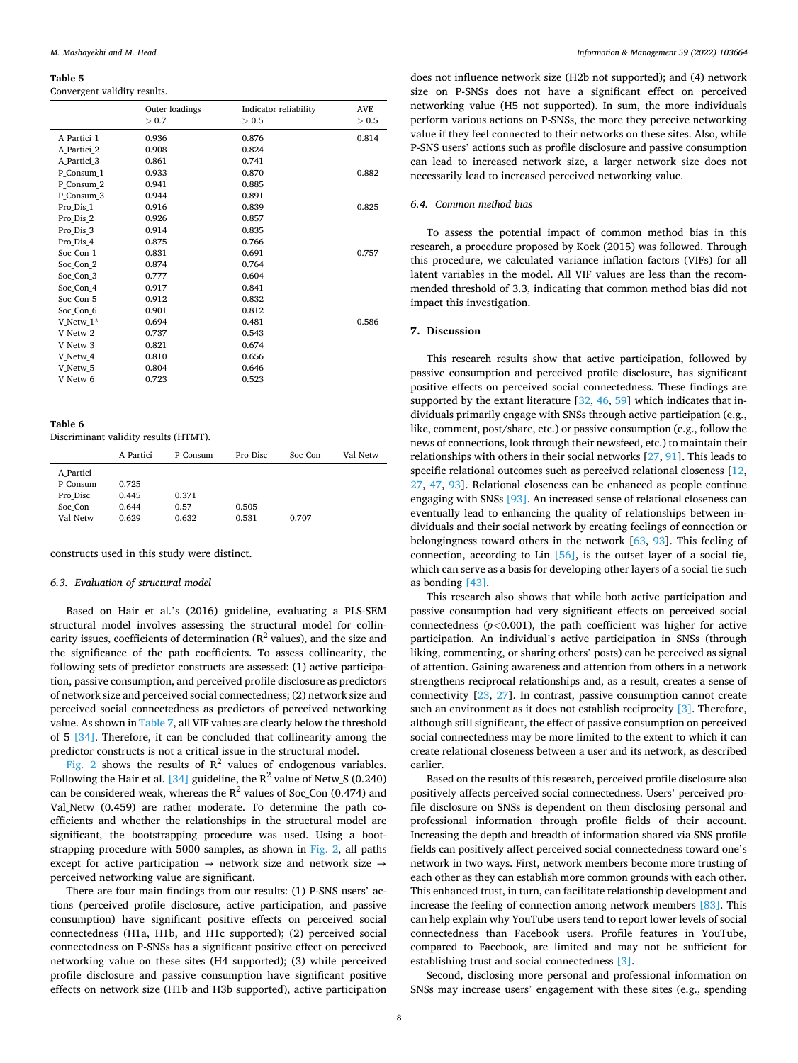**Table 5**
Convergent validity results.

| | Outer loadings > 0.7 | Indicator reliability > 0.5 | AVE > 0.5 |
|---|---|---|---|
| A_Partici_1 | 0.936 | 0.876 | 0.814 |
| A_Partici_2 | 0.908 | 0.824 | |
| A_Partici_3 | 0.861 | 0.741 | |
| P_Consum_1 | 0.933 | 0.870 | 0.882 |
| P_Consum_2 | 0.941 | 0.885 | |
| P_Consum_3 | 0.944 | 0.891 | |
| Pro_Dis_1 | 0.916 | 0.839 | 0.825 |
| Pro_Dis_2 | 0.926 | 0.857 | |
| Pro_Dis_3 | 0.914 | 0.835 | |
| Pro_Dis_4 | 0.875 | 0.766 | |
| Soc_Con_1 | 0.831 | 0.691 | 0.757 |
| Soc_Con_2 | 0.874 | 0.764 | |
| Soc_Con_3 | 0.777 | 0.604 | |
| Soc_Con_4 | 0.917 | 0.841 | |
| Soc_Con_5 | 0.912 | 0.832 | |
| Soc_Con_6 | 0.901 | 0.812 | |
| V_Netw_1* | 0.694 | 0.481 | 0.586 |
| V_Netw_2 | 0.737 | 0.543 | |
| V_Netw_3 | 0.821 | 0.674 | |
| V_Netw_4 | 0.810 | 0.656 | |
| V_Netw_5 | 0.804 | 0.646 | |
| V_Netw_6 | 0.723 | 0.523 | |

**Table 6**
Discriminant validity results (HTMT).

| | A_Partici | P_Consum | Pro_Disc | Soc_Con | Val_Netw |
|---|---|---|---|---|---|
| A_Partici | | | | | |
| P_Consum | 0.725 | | | | |
| Pro_Disc | 0.445 | 0.371 | | | |
| Soc_Con | 0.644 | 0.57 | 0.505 | | |
| Val_Netw | 0.629 | 0.632 | 0.531 | 0.707 | |

constructs used in this study were distinct.

### 6.3. Evaluation of structural model

Based on Hair et al.'s (2016) guideline, evaluating a PLS-SEM structural model involves assessing the structural model for collinearity issues, coefficients of determination ($R^2$ values), and the size and the significance of the path coefficients. To assess collinearity, the following sets of predictor constructs are assessed: (1) active participation, passive consumption, and perceived profile disclosure as predictors of network size and perceived social connectedness; (2) network size and perceived social connectedness as predictors of perceived networking value. As shown in Table 7, all VIF values are clearly below the threshold of 5 [34]. Therefore, it can be concluded that collinearity among the predictor constructs is not a critical issue in the structural model.

Fig. 2 shows the results of $R^2$ values of endogenous variables. Following the Hair et al. [34] guideline, the $R^2$ value of Netw_S (0.240) can be considered weak, whereas the $R^2$ values of Soc_Con (0.474) and Val_Netw (0.459) are rather moderate. To determine the path coefficients and whether the relationships in the structural model are significant, the bootstrapping procedure was used. Using a bootstrapping procedure with 5000 samples, as shown in Fig. 2, all paths except for active participation → network size and network size → perceived networking value are significant.

There are four main findings from our results: (1) P-SNS users' actions (perceived profile disclosure, active participation, and passive consumption) have significant positive effects on perceived social connectedness (H1a, H1b, and H1c supported); (2) perceived social connectedness on P-SNSs has a significant positive effect on perceived networking value on these sites (H4 supported); (3) while perceived profile disclosure and passive consumption have significant positive effects on network size (H1b and H3b supported), active participation does not influence network size (H2b not supported); and (4) network size on P-SNSs does not have a significant effect on perceived networking value (H5 not supported). In sum, the more individuals perform various actions on P-SNSs, the more they perceive networking value if they feel connected to their networks on these sites. Also, while P-SNS users' actions such as profile disclosure and passive consumption can lead to increased network size, a larger network size does not necessarily lead to increased perceived networking value.

### 6.4. Common method bias

To assess the potential impact of common method bias in this research, a procedure proposed by Kock (2015) was followed. Through this procedure, we calculated variance inflation factors (VIFs) for all latent variables in the model. All VIF values are less than the recommended threshold of 3.3, indicating that common method bias did not impact this investigation.

## 7. Discussion

This research results show that active participation, followed by passive consumption and perceived profile disclosure, has significant positive effects on perceived social connectedness. These findings are supported by the extant literature [32, 46, 59] which indicates that individuals primarily engage with SNSs through active participation (e.g., like, comment, post/share, etc.) or passive consumption (e.g., follow the news of connections, look through their newsfeed, etc.) to maintain their relationships with others in their social networks [27, 91]. This leads to specific relational outcomes such as perceived relational closeness [12, 27, 47, 93]. Relational closeness can be enhanced as people continue engaging with SNSs [93]. An increased sense of relational closeness can eventually lead to enhancing the quality of relationships between individuals and their social network by creating feelings of connection or belongingness toward others in the network [63, 93]. This feeling of connection, according to Lin [56], is the outset layer of a social tie, which can serve as a basis for developing other layers of a social tie such as bonding [43].

This research also shows that while both active participation and passive consumption had very significant effects on perceived social connectedness ($p<0.001$), the path coefficient was higher for active participation. An individual's active participation in SNSs (through liking, commenting, or sharing others' posts) can be perceived as signal of attention. Gaining awareness and attention from others in a network strengthens reciprocal relationships and, as a result, creates a sense of connectivity [23, 27]. In contrast, passive consumption cannot create such an environment as it does not establish reciprocity [3]. Therefore, although still significant, the effect of passive consumption on perceived social connectedness may be more limited to the extent to which it can create relational closeness between a user and its network, as described earlier.

Based on the results of this research, perceived profile disclosure also positively affects perceived social connectedness. Users' perceived profile disclosure on SNSs is dependent on them disclosing personal and professional information through profile fields of their account. Increasing the depth and breadth of information shared via SNS profile fields can positively affect perceived social connectedness toward one's network in two ways. First, network members become more trusting of each other as they can establish more common grounds with each other. This enhanced trust, in turn, can facilitate relationship development and increase the feeling of connection among network members [83]. This can help explain why YouTube users tend to report lower levels of social connectedness than Facebook users. Profile features in YouTube, compared to Facebook, are limited and may not be sufficient for establishing trust and social connectedness [3].

Second, disclosing more personal and professional information on SNSs may increase users' engagement with these sites (e.g., spending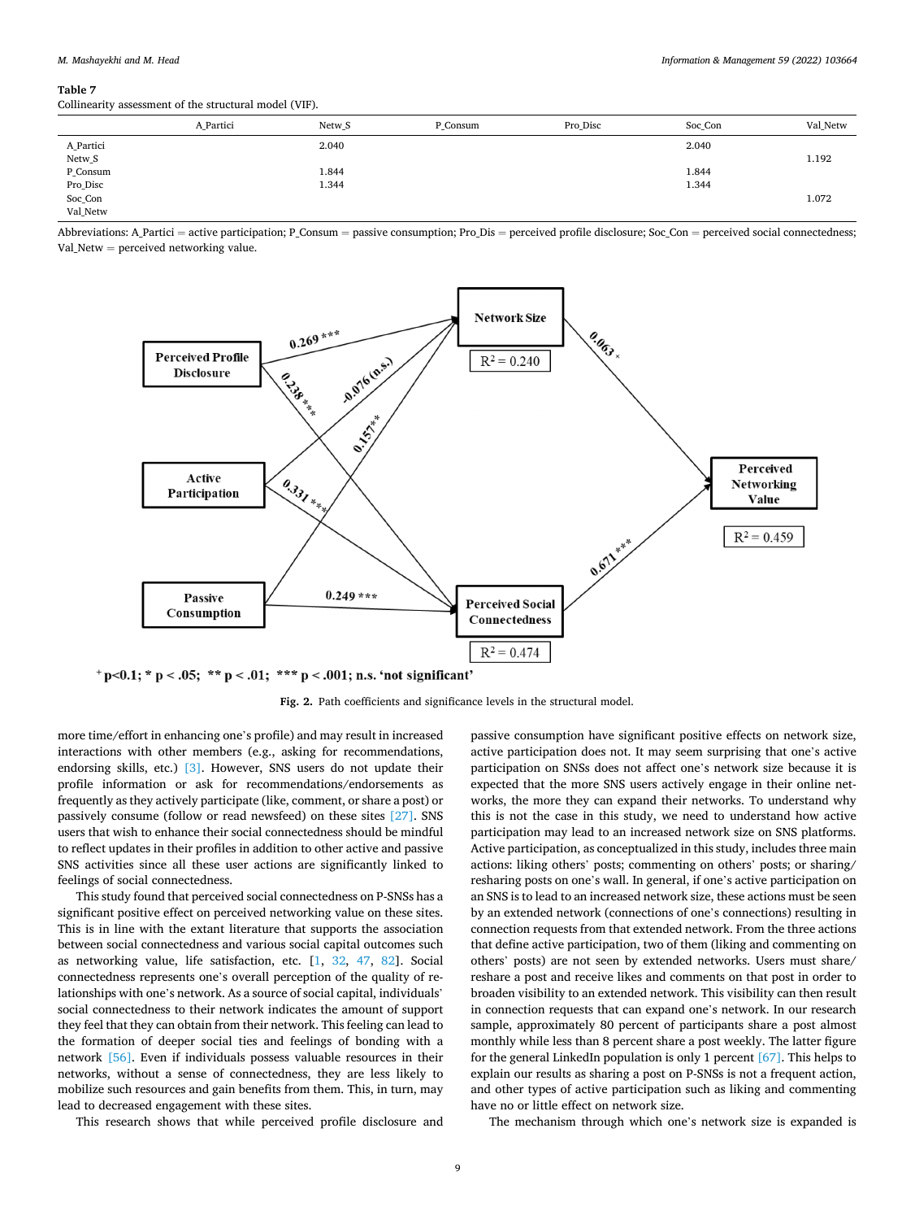**Table 7**
Collinearity assessment of the structural model (VIF).

| | A_Partici | Netw_S | P_Consum | Pro_Disc | Soc_Con | Val_Netw |
|---|---|---|---|---|---|---|
| A_Partici | | 2.040 | | | 2.040 | |
| Netw_S | | | | | | 1.192 |
| P_Consum | | 1.844 | | | 1.844 | |
| Pro_Disc | | 1.344 | | | 1.344 | |
| Soc_Con | | | | | | 1.072 |
| Val_Netw | | | | | | |

Abbreviations: A_Partici = active participation; P_Consum = passive consumption; Pro_Dis = perceived profile disclosure; Soc_Con = perceived social connectedness; Val_Netw = perceived networking value.

**Fig. 2.** Path coefficients and significance levels in the structural model.

more time/effort in enhancing one's profile) and may result in increased interactions with other members (e.g., asking for recommendations, endorsing skills, etc.) [3]. However, SNS users do not update their profile information or ask for recommendations/endorsements as frequently as they actively participate (like, comment, or share a post) or passively consume (follow or read newsfeed) on these sites [27]. SNS users that wish to enhance their social connectedness should be mindful to reflect updates in their profiles in addition to other active and passive SNS activities since all these user actions are significantly linked to feelings of social connectedness.

This study found that perceived social connectedness on P-SNSs has a significant positive effect on perceived networking value on these sites. This is in line with the extant literature that supports the association between social connectedness and various social capital outcomes such as networking value, life satisfaction, etc. [1, 32, 47, 82]. Social connectedness represents one's overall perception of the quality of relationships with one's network. As a source of social capital, individuals' social connectedness to their network indicates the amount of support they feel that they can obtain from their network. This feeling can lead to the formation of deeper social ties and feelings of bonding with a network [56]. Even if individuals possess valuable resources in their networks, without a sense of connectedness, they are less likely to mobilize such resources and gain benefits from them. This, in turn, may lead to decreased engagement with these sites.

This research shows that while perceived profile disclosure and passive consumption have significant positive effects on network size, active participation does not. It may seem surprising that one's active participation on SNSs does not affect one's network size because it is expected that the more SNS users actively engage in their online networks, the more they can expand their networks. To understand why this is not the case in this study, we need to understand how active participation may lead to an increased network size on SNS platforms. Active participation, as conceptualized in this study, includes three main actions: liking others' posts; commenting on others' posts; or sharing/resharing posts on one's wall. In general, if one's active participation on an SNS is to lead to an increased network size, these actions must be seen by an extended network (connections of one's connections) resulting in connection requests from that extended network. From the three actions that define active participation, two of them (liking and commenting on others' posts) are not seen by extended networks. Users must share/reshare a post and receive likes and comments on that post in order to broaden visibility to an extended network. This visibility can then result in connection requests that can expand one's network. In our research sample, approximately 80 percent of participants share a post almost monthly while less than 8 percent share a post weekly. The latter figure for the general LinkedIn population is only 1 percent [67]. This helps to explain our results as sharing a post on P-SNSs is not a frequent action, and other types of active participation such as liking and commenting have no or little effect on network size.

The mechanism through which one's network size is expanded is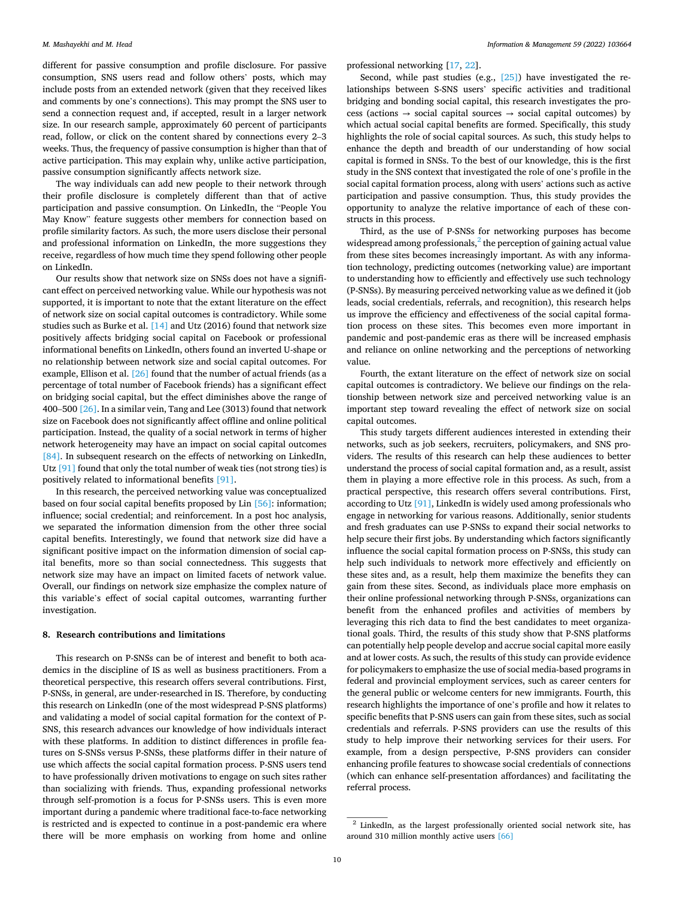different for passive consumption and profile disclosure. For passive consumption, SNS users read and follow others' posts, which may include posts from an extended network (given that they received likes and comments by one's connections). This may prompt the SNS user to send a connection request and, if accepted, result in a larger network size. In our research sample, approximately 60 percent of participants read, follow, or click on the content shared by connections every 2–3 weeks. Thus, the frequency of passive consumption is higher than that of active participation. This may explain why, unlike active participation, passive consumption significantly affects network size.

The way individuals can add new people to their network through their profile disclosure is completely different than that of active participation and passive consumption. On LinkedIn, the "People You May Know" feature suggests other members for connection based on profile similarity factors. As such, the more users disclose their personal and professional information on LinkedIn, the more suggestions they receive, regardless of how much time they spend following other people on LinkedIn.

Our results show that network size on SNSs does not have a significant effect on perceived networking value. While our hypothesis was not supported, it is important to note that the extant literature on the effect of network size on social capital outcomes is contradictory. While some studies such as Burke et al. [14] and Utz (2016) found that network size positively affects bridging social capital on Facebook or professional informational benefits on LinkedIn, others found an inverted U-shape or no relationship between network size and social capital outcomes. For example, Ellison et al. [26] found that the number of actual friends (as a percentage of total number of Facebook friends) has a significant effect on bridging social capital, but the effect diminishes above the range of 400–500 [26]. In a similar vein, Tang and Lee (3013) found that network size on Facebook does not significantly affect offline and online political participation. Instead, the quality of a social network in terms of higher network heterogeneity may have an impact on social capital outcomes [84]. In subsequent research on the effects of networking on LinkedIn, Utz [91] found that only the total number of weak ties (not strong ties) is positively related to informational benefits [91].

In this research, the perceived networking value was conceptualized based on four social capital benefits proposed by Lin [56]: information; influence; social credential; and reinforcement. In a post hoc analysis, we separated the information dimension from the other three social capital benefits. Interestingly, we found that network size did have a significant positive impact on the information dimension of social capital benefits, more so than social connectedness. This suggests that network size may have an impact on limited facets of network value. Overall, our findings on network size emphasize the complex nature of this variable's effect of social capital outcomes, warranting further investigation.

## 8. Research contributions and limitations

This research on P-SNSs can be of interest and benefit to both academics in the discipline of IS as well as business practitioners. From a theoretical perspective, this research offers several contributions. First, P-SNSs, in general, are under-researched in IS. Therefore, by conducting this research on LinkedIn (one of the most widespread P-SNS platforms) and validating a model of social capital formation for the context of P-SNS, this research advances our knowledge of how individuals interact with these platforms. In addition to distinct differences in profile features on S-SNSs versus P-SNSs, these platforms differ in their nature of use which affects the social capital formation process. P-SNS users tend to have professionally driven motivations to engage on such sites rather than socializing with friends. Thus, expanding professional networks through self-promotion is a focus for P-SNSs users. This is even more important during a pandemic where traditional face-to-face networking is restricted and is expected to continue in a post-pandemic era where there will be more emphasis on working from home and online professional networking [17, 22].

Second, while past studies (e.g., [25]) have investigated the relationships between S-SNS users' specific activities and traditional bridging and bonding social capital, this research investigates the process (actions → social capital sources → social capital outcomes) by which actual social capital benefits are formed. Specifically, this study highlights the role of social capital sources. As such, this study helps to enhance the depth and breadth of our understanding of how social capital is formed in SNSs. To the best of our knowledge, this is the first study in the SNS context that investigated the role of one's profile in the social capital formation process, along with users' actions such as active participation and passive consumption. Thus, this study provides the opportunity to analyze the relative importance of each of these constructs in this process.

Third, as the use of P-SNSs for networking purposes has become widespread among professionals,[2] the perception of gaining actual value from these sites becomes increasingly important. As with any information technology, predicting outcomes (networking value) are important to understanding how to efficiently and effectively use such technology (P-SNSs). By measuring perceived networking value as we defined it (job leads, social credentials, referrals, and recognition), this research helps us improve the efficiency and effectiveness of the social capital formation process on these sites. This becomes even more important in pandemic and post-pandemic eras as there will be increased emphasis and reliance on online networking and the perceptions of networking value.

Fourth, the extant literature on the effect of network size on social capital outcomes is contradictory. We believe our findings on the relationship between network size and perceived networking value is an important step toward revealing the effect of network size on social capital outcomes.

This study targets different audiences interested in extending their networks, such as job seekers, recruiters, policymakers, and SNS providers. The results of this research can help these audiences to better understand the process of social capital formation and, as a result, assist them in playing a more effective role in this process. As such, from a practical perspective, this research offers several contributions. First, according to Utz [91], LinkedIn is widely used among professionals who engage in networking for various reasons. Additionally, senior students and fresh graduates can use P-SNSs to expand their social networks to help secure their first jobs. By understanding which factors significantly influence the social capital formation process on P-SNSs, this study can help such individuals to network more effectively and efficiently on these sites and, as a result, help them maximize the benefits they can gain from these sites. Second, as individuals place more emphasis on their online professional networking through P-SNSs, organizations can benefit from the enhanced profiles and activities of members by leveraging this rich data to find the best candidates to meet organizational goals. Third, the results of this study show that P-SNS platforms can potentially help people develop and accrue social capital more easily and at lower costs. As such, the results of this study can provide evidence for policymakers to emphasize the use of social media-based programs in federal and provincial employment services, such as career centers for the general public or welcome centers for new immigrants. Fourth, this research highlights the importance of one's profile and how it relates to specific benefits that P-SNS users can gain from these sites, such as social credentials and referrals. P-SNS providers can use the results of this study to help improve their networking services for their users. For example, from a design perspective, P-SNS providers can consider enhancing profile features to showcase social credentials of connections (which can enhance self-presentation affordances) and facilitating the referral process.

---

[2] LinkedIn, as the largest professionally oriented social network site, has around 310 million monthly active users [66]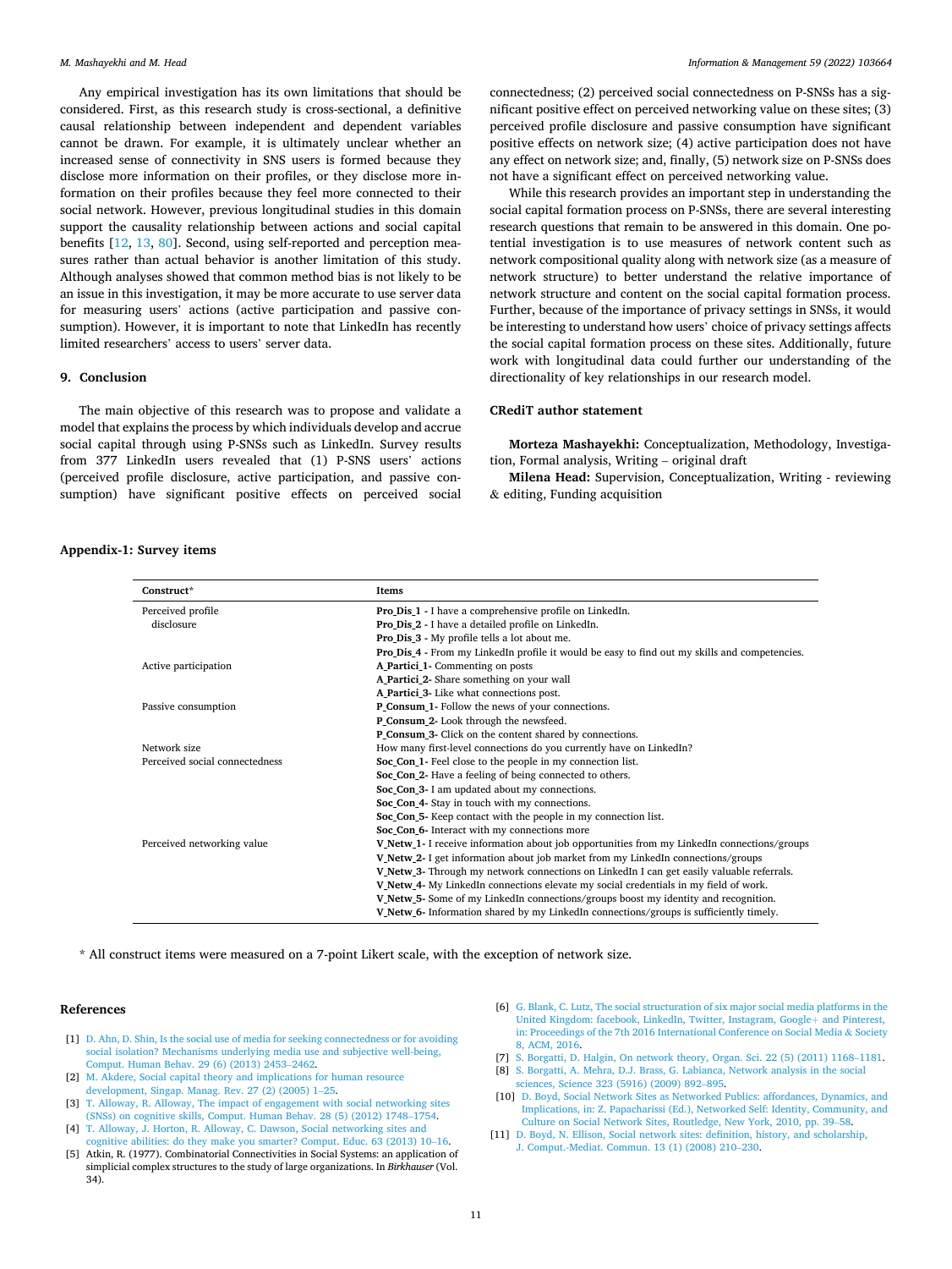Any empirical investigation has its own limitations that should be considered. First, as this research study is cross-sectional, a definitive causal relationship between independent and dependent variables cannot be drawn. For example, it is ultimately unclear whether an increased sense of connectivity in SNS users is formed because they disclose more information on their profiles, or they disclose more information on their profiles because they feel more connected to their social network. However, previous longitudinal studies in this domain support the causality relationship between actions and social capital benefits [12, 13, 80]. Second, using self-reported and perception measures rather than actual behavior is another limitation of this study. Although analyses showed that common method bias is not likely to be an issue in this investigation, it may be more accurate to use server data for measuring users' actions (active participation and passive consumption). However, it is important to note that LinkedIn has recently limited researchers' access to users' server data.

## 9. Conclusion

The main objective of this research was to propose and validate a model that explains the process by which individuals develop and accrue social capital through using P-SNSs such as LinkedIn. Survey results from 377 LinkedIn users revealed that (1) P-SNS users' actions (perceived profile disclosure, active participation, and passive consumption) have significant positive effects on perceived social connectedness; (2) perceived social connectedness on P-SNSs has a significant positive effect on perceived networking value on these sites; (3) perceived profile disclosure and passive consumption have significant positive effects on network size; (4) active participation does not have any effect on network size; and, finally, (5) network size on P-SNSs does not have a significant effect on perceived networking value.

While this research provides an important step in understanding the social capital formation process on P-SNSs, there are several interesting research questions that remain to be answered in this domain. One potential investigation is to use measures of network content such as network compositional quality along with network size (as a measure of network structure) to better understand the relative importance of network structure and content on the social capital formation process. Further, because of the importance of privacy settings in SNSs, it would be interesting to understand how users' choice of privacy settings affects the social capital formation process on these sites. Additionally, future work with longitudinal data could further our understanding of the directionality of key relationships in our research model.

## CRediT author statement

**Morteza Mashayekhi:** Conceptualization, Methodology, Investigation, Formal analysis, Writing – original draft

**Milena Head:** Supervision, Conceptualization, Writing - reviewing & editing, Funding acquisition

## Appendix-1: Survey items

| Construct* | Items |
|---|---|
| Perceived profile disclosure | **Pro_Dis_1 -** I have a comprehensive profile on LinkedIn. |
| | **Pro_Dis_2 -** I have a detailed profile on LinkedIn. |
| | **Pro_Dis_3 -** My profile tells a lot about me. |
| | **Pro_Dis_4 -** From my LinkedIn profile it would be easy to find out my skills and competencies. |
| Active participation | **A_Partici_1-** Commenting on posts |
| | **A_Partici_2-** Share something on your wall |
| | **A_Partici_3-** Like what connections post. |
| Passive consumption | **P_Consum_1-** Follow the news of your connections. |
| | **P_Consum_2-** Look through the newsfeed. |
| | **P_Consum_3-** Click on the content shared by connections. |
| Network size | How many first-level connections do you currently have on LinkedIn? |
| Perceived social connectedness | **Soc_Con_1-** Feel close to the people in my connection list. |
| | **Soc_Con_2-** Have a feeling of being connected to others. |
| | **Soc_Con_3-** I am updated about my connections. |
| | **Soc_Con_4-** Stay in touch with my connections. |
| | **Soc_Con_5-** Keep contact with the people in my connection list. |
| | **Soc_Con_6-** Interact with my connections more |
| Perceived networking value | **V_Netw_1-** I receive information about job opportunities from my LinkedIn connections/groups |
| | **V_Netw_2-** I get information about job market from my LinkedIn connections/groups |
| | **V_Netw_3-** Through my network connections on LinkedIn I can get easily valuable referrals. |
| | **V_Netw_4-** My LinkedIn connections elevate my social credentials in my field of work. |
| | **V_Netw_5-** Some of my LinkedIn connections/groups boost my identity and recognition. |
| | **V_Netw_6-** Information shared by my LinkedIn connections/groups is sufficiently timely. |

* All construct items were measured on a 7-point Likert scale, with the exception of network size.

## References

[1] D. Ahn, D. Shin, Is the social use of media for seeking connectedness or for avoiding social isolation? Mechanisms underlying media use and subjective well-being, Comput. Human Behav. 29 (6) (2013) 2453–2462.

[2] M. Akdere, Social capital theory and implications for human resource development, Singap. Manag. Rev. 27 (2) (2005) 1–25.

[3] T. Alloway, R. Alloway, The impact of engagement with social networking sites (SNSs) on cognitive skills, Comput. Human Behav. 28 (5) (2012) 1748–1754.

[4] T. Alloway, J. Horton, R. Alloway, C. Dawson, Social networking sites and cognitive abilities: do they make you smarter? Comput. Educ. 63 (2013) 10–16.

[5] Atkin, R. (1977). Combinatorial Connectivities in Social Systems: an application of simplicial complex structures to the study of large organizations. In *Birkhauser* (Vol. 34).

[6] G. Blank, C. Lutz, The social structuration of six major social media platforms in the United Kingdom: facebook, LinkedIn, Twitter, Instagram, Google+ and Pinterest, in: Proceedings of the 7th 2016 International Conference on Social Media & Society 8, ACM, 2016.

[7] S. Borgatti, D. Halgin, On network theory, Organ. Sci. 22 (5) (2011) 1168–1181.

[8] S. Borgatti, A. Mehra, D.J. Brass, G. Labianca, Network analysis in the social sciences, Science 323 (5916) (2009) 892–895.

[10] D. Boyd, Social Network Sites as Networked Publics: affordances, Dynamics, and Implications, in: Z. Papacharissi (Ed.), Networked Self: Identity, Community, and Culture on Social Network Sites, Routledge, New York, 2010, pp. 39–58.

[11] D. Boyd, N. Ellison, Social network sites: definition, history, and scholarship, J. Comput.-Mediat. Commun. 13 (1) (2008) 210–230.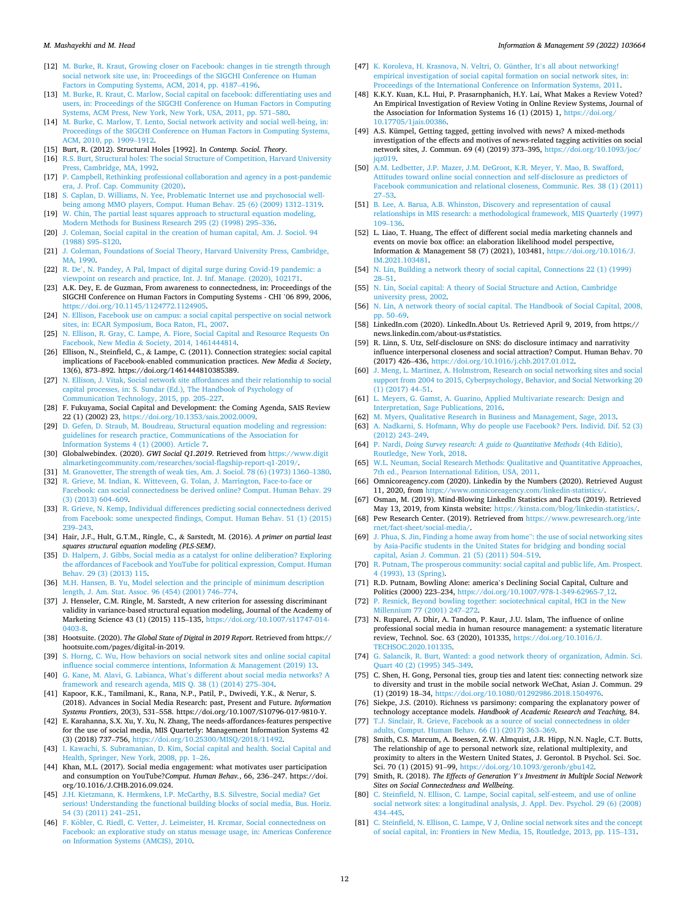[12] M. Burke, R. Kraut, Growing closer on Facebook: changes in tie strength through social network site use, in: Proceedings of the SIGCHI Conference on Human Factors in Computing Systems, ACM, 2014, pp. 4187–4196.

[13] M. Burke, R. Kraut, C. Marlow, Social capital on facebook: differentiating uses and users, in: Proceedings of the SIGCHI Conference on Human Factors in Computing Systems, ACM Press, New York, New York, USA, 2011, pp. 571–580.

[14] M. Burke, C. Marlow, T. Lento, Social network activity and social well-being, in: Proceedings of the SIGCHI Conference on Human Factors in Computing Systems, ACM, 2010, pp. 1909–1912.

[15] Burt, R. (2012). Structural Holes [1992]. In *Contemp. Sociol. Theory*.

[16] R.S. Burt, Structural holes: The social Structure of Competition, Harvard University Press, Cambridge, MA, 1992.

[17] P. Campbell, Rethinking professional collaboration and agency in a post-pandemic era, J. Prof. Cap. Community (2020).

[18] S. Caplan, D. Williams, N. Yee, Problematic Internet use and psychosocial well-being among MMO players, Comput. Human Behav. 25 (6) (2009) 1312–1319.

[19] W. Chin, The partial least squares approach to structural equation modeling, Modern Methods for Business Research 295 (2) (1998) 295–336.

[20] J. Coleman, Social capital in the creation of human capital, Am. J. Sociol. 94 (1988) S95–S120.

[21] J. Coleman, Foundations of Social Theory, Harvard University Press, Cambridge, MA, 1990.

[22] R. De', N. Pandey, A Pal, Impact of digital surge during Covid-19 pandemic: a viewpoint on research and practice, Int. J. Inf. Manage. (2020), 102171.

[23] A.K. Dey, E. de Guzman, From awareness to connectedness, in: Proceedings of the SIGCHI Conference on Human Factors in Computing Systems - CHI '06 899, 2006, https://doi.org/10.1145/1124772.1124905.

[24] N. Ellison, Facebook use on campus: a social capital perspective on social network sites, in: ECAR Symposium, Boca Raton, FL, 2007.

[25] N. Ellison, R. Gray, C. Lampe, A. Fiore, Social Capital and Resource Requests On Facebook, New Media & Society, 2014, 1461444814.

[26] Ellison, N., Steinfield, C., & Lampe, C. (2011). Connection strategies: social capital implications of Facebook-enabled communication practices. *New Media & Society*, 13(6), 873–892. https://doi.org/1461444810385389.

[27] N. Ellison, J. Vitak, Social network site affordances and their relationship to social capital processes, in: S. Sundar (Ed.), The Handbook of Psychology of Communication Technology, 2015, pp. 205–227.

[28] F. Fukuyama, Social Capital and Development: the Coming Agenda, SAIS Review 22 (1) (2002) 23, https://doi.org/10.1353/sais.2002.0009.

[29] D. Gefen, D. Straub, M. Boudreau, Structural equation modeling and regression: guidelines for research practice, Communications of the Association for Information Systems 4 (1) (2000). Article 7.

[30] Globalwebindex. (2020). *GWI Social Q1.2019*. Retrieved from https://www.digitalmarketingcommunity.com/researches/social-flagship-report-q1-2019/.

[31] M. Granovetter, The strength of weak ties, Am. J. Sociol. 78 (6) (1973) 1360–1380.

[32] R. Grieve, M. Indian, K. Witteveen, G. Tolan, J. Marrington, Face-to-face or Facebook: can social connectedness be derived online? Comput. Human Behav. 29 (3) (2013) 604–609.

[33] R. Grieve, N. Kemp, Individual differences predicting social connectedness derived from Facebook: some unexpected findings, Comput. Human Behav. 51 (1) (2015) 239–243.

[34] Hair, J.F., Hult, G.T.M., Ringle, C., & Sarstedt, M. (2016). *A primer on partial least squares structural equation modeling (PLS-SEM)*.

[35] D. Halpern, J. Gibbs, Social media as a catalyst for online deliberation? Exploring the affordances of Facebook and YouTube for political expression, Comput. Human Behav. 29 (3) (2013) 115.

[36] M.H. Hansen, B. Yu, Model selection and the principle of minimum description length, J. Am. Stat. Assoc. 96 (454) (2001) 746–774.

[37] J. Henseler, C.M. Ringle, M. Sarstedt, A new criterion for assessing discriminant validity in variance-based structural equation modeling, Journal of the Academy of Marketing Science 43 (1) (2015) 115–135, https://doi.org/10.1007/s11747-014-0403-8.

[38] Hootsuite. (2020). *The Global State of Digital in 2019 Report*. Retrieved from https://hootsuite.com/pages/digital-in-2019.

[39] S. Horng, C. Wu, How behaviors on social network sites and online social capital influence social commerce intentions, Information & Management (2019) 13.

[40] G. Kane, M. Alavi, G. Labianca, What's different about social media networks? A framework and research agenda, MIS Q. 38 (1) (2014) 275–304.

[41] Kapoor, K.K., Tamilmani, K., Rana, N.P., Patil, P., Dwivedi, Y.K., & Nerur, S. (2018). Advances in Social Media Research: past, Present and Future. *Information Systems Frontiers*, 20(3), 531–558. https://doi.org/10.1007/S10796-017-9810-Y.

[42] E. Karahanna, S.X. Xu, Y. Xu, N. Zhang, The needs-affordances-features perspective for the use of social media, MIS Quarterly: Management Information Systems 42 (3) (2018) 737–756, https://doi.org/10.25300/MISQ/2018/11492.

[43] I. Kawachi, S. Subramanian, D. Kim, Social capital and health. Social Capital and Health, Springer, New York, 2008, pp. 1–26.

[44] Khan, M.L. (2017). Social media engagement: what motivates user participation and consumption on YouTube?*Comput. Human Behav.*, 66, 236–247. https://doi.org/10.1016/J.CHB.2016.09.024.

[45] J.H. Kietzmann, K. Hermkens, I.P. McCarthy, B.S. Silvestre, Social media? Get serious! Understanding the functional building blocks of social media, Bus. Horiz. 54 (3) (2011) 241–251.

[46] F. Köbler, C. Riedl, C. Vetter, J. Leimeister, H. Krcmar, Social connectedness on Facebook: an explorative study on status message usage, in: Americas Conference on Information Systems (AMCIS), 2010.

[47] K. Koroleva, H. Krasnova, N. Veltri, O. Günther, It's all about networking! empirical investigation of social capital formation on social network sites, in: Proceedings of the International Conference on Information Systems, 2011.

[48] K.K.Y. Kuan, K.L. Hui, P. Prasarnphanich, H.Y. Lai, What Makes a Review Voted? An Empirical Investigation of Review Voting in Online Review Systems, Journal of the Association for Information Systems 16 (1) (2015) 1, https://doi.org/10.17705/1jais.00386.

[49] A.S. Kümpel, Getting tagged, getting involved with news? A mixed-methods investigation of the effects and motives of news-related tagging activities on social network sites, J. Commun. 69 (4) (2019) 373–395, https://doi.org/10.1093/joc/jqz019.

[50] A.M. Ledbetter, J.P. Mazer, J.M. DeGroot, K.R. Meyer, Y. Mao, B. Swafford, Attitudes toward online social connection and self-disclosure as predictors of Facebook communication and relational closeness, Communic. Res. 38 (1) (2011) 27–53.

[51] B. Lee, A. Barua, A.B. Whinston, Discovery and representation of causal relationships in MIS research: a methodological framework, MIS Quarterly (1997) 109–136.

[52] L. Liao, T. Huang, The effect of different social media marketing channels and events on movie box office: an elaboration likelihood model perspective, Information & Management 58 (7) (2021), 103481, https://doi.org/10.1016/J.IM.2021.103481.

[54] N. Lin, Building a network theory of social capital, Connections 22 (1) (1999) 28–51.

[55] N. Lin, Social capital: A theory of Social Structure and Action, Cambridge university press, 2002.

[56] N. Lin, A network theory of social capital. The Handbook of Social Capital, 2008, pp. 50–69.

[58] LinkedIn.com (2020). LinkedIn.About Us. Retrieved April 9, 2019, from https://news.linkedin.com/about-us#statistics.

[59] R. Linn, S. Utz, Self-disclosure on SNS: do disclosure intimacy and narrativity influence interpersonal closeness and social attraction? Comput. Human Behav. 70 (2017) 426–436, https://doi.org/10.1016/j.chb.2017.01.012.

[60] J. Meng, L. Martinez, A. Holmstrom, Research on social networking sites and social support from 2004 to 2015, Cyberpsychology, Behavior, and Social Networking 20 (1) (2017) 44–51.

[61] L. Meyers, G. Gamst, A. Guarino, Applied Multivariate research: Design and Interpretation, Sage Publications, 2016.

[62] M. Myers, Qualitative Research in Business and Management, Sage, 2013.

[63] A. Nadkarni, S. Hofmann, Why do people use Facebook? Pers. Individ. Dif. 52 (3) (2012) 243–249.

[64] P. Nardi, *Doing Survey research: A guide to Quantitative Methods* (4th Editio), Routledge, New York, 2018.

[65] W.L. Neuman, Social Research Methods: Qualitative and Quantitative Approaches, 7th ed., Pearson International Edition, USA, 2011.

[66] Omnicoreagency.com (2020). Linkedin by the Numbers (2020). Retrieved August 11, 2020, from https://www.omnicoreagency.com/linkedin-statistics/.

[67] Osman, M. (2019). Mind-Blowing LinkedIn Statistics and Facts (2019). Retrieved May 13, 2019, from Kinsta website: https://kinsta.com/blog/linkedin-statistics/.

[68] Pew Research Center. (2019). Retrieved from https://www.pewresearch.org/internet/fact-sheet/social-media/.

[69] J. Phua, S. Jin, Finding a home away from home": the use of social networking sites by Asia-Pacific students in the United States for bridging and bonding social capital, Asian J. Commun. 21 (5) (2011) 504–519.

[70] R. Putnam, The prosperous community: social capital and public life, Am. Prospect. 4 (1993), 13 (Spring).

[71] R.D. Putnam, Bowling Alone: america's Declining Social Capital, Culture and Politics (2000) 223–234, https://doi.org/10.1007/978-1-349-62965-7_12.

[72] P. Resnick, Beyond bowling together: sociotechnical capital, HCI in the New Millennium 77 (2001) 247–272.

[73] N. Ruparel, A. Dhir, A. Tandon, P. Kaur, J.U. Islam, The influence of online professional social media in human resource management: a systematic literature review, Technol. Soc. 63 (2020), 101335, https://doi.org/10.1016/J.TECHSOC.2020.101335.

[74] G. Salancik, R. Burt, Wanted: a good network theory of organization, Admin. Sci. Quart 40 (2) (1995) 345–349.

[75] C. Shen, H. Gong, Personal ties, group ties and latent ties: connecting network size to diversity and trust in the mobile social network WeChat, Asian J. Commun. 29 (1) (2019) 18–34, https://doi.org/10.1080/01292986.2018.1504976.

[76] Siekpe, J.S. (2010). Richness vs parsimony: comparing the explanatory power of technology acceptance models. *Handbook of Academic Research and Teaching*, 84.

[77] T.J. Sinclair, R. Grieve, Facebook as a source of social connectedness in older adults, Comput. Human Behav. 66 (1) (2017) 363–369.

[78] Smith, C.S. Marcum, A. Boessen, Z.W. Almquist, J.R. Hipp, N.N. Nagle, C.T. Butts, The relationship of age to personal network size, relational multiplexity, and proximity to alters in the Western United States, J. Gerontol. B Psychol. Sci. Soc. Sci. 70 (1) (2015) 91–99, https://doi.org/10.1093/geronb/gbu142.

[79] Smith, R. (2018). *The Effects of Generation Y's Investment in Multiple Social Network Sites on Social Connectedness and Wellbeing*.

[80] C. Steinfield, N. Ellison, C. Lampe, Social capital, self-esteem, and use of online social network sites: a longitudinal analysis, J. Appl. Dev. Psychol. 29 (6) (2008) 434–445.

[81] C. Steinfield, N. Ellison, C. Lampe, V J, Online social network sites and the concept of social capital, in: Frontiers in New Media, 15, Routledge, 2013, pp. 115–131.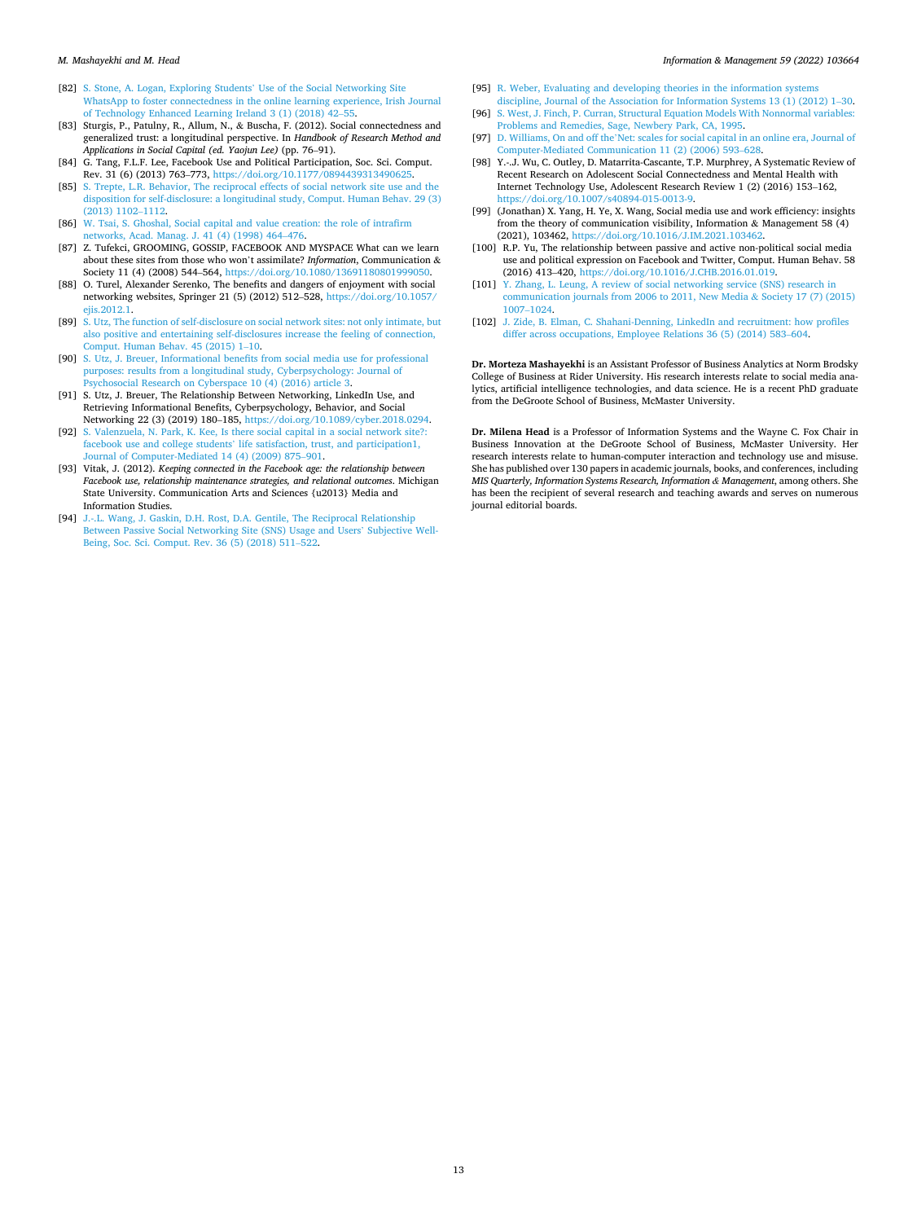[82] S. Stone, A. Logan, Exploring Students' Use of the Social Networking Site WhatsApp to foster connectedness in the online learning experience, Irish Journal of Technology Enhanced Learning Ireland 3 (1) (2018) 42–55.

[83] Sturgis, P., Patulny, R., Allum, N., & Buscha, F. (2012). Social connectedness and generalized trust: a longitudinal perspective. In *Handbook of Research Method and Applications in Social Capital (ed. Yaojun Lee)* (pp. 76–91).

[84] G. Tang, F.L.F. Lee, Facebook Use and Political Participation, Soc. Sci. Comput. Rev. 31 (6) (2013) 763–773, https://doi.org/10.1177/0894439313490625.

[85] S. Trepte, L.R. Behavior, The reciprocal effects of social network site use and the disposition for self-disclosure: a longitudinal study, Comput. Human Behav. 29 (3) (2013) 1102–1112.

[86] W. Tsai, S. Ghoshal, Social capital and value creation: the role of intrafirm networks, Acad. Manag. J. 41 (4) (1998) 464–476.

[87] Z. Tufekci, GROOMING, GOSSIP, FACEBOOK AND MYSPACE What can we learn about these sites from those who won't assimilate? *Information*, Communication & Society 11 (4) (2008) 544–564, https://doi.org/10.1080/13691180801999050.

[88] O. Turel, Alexander Serenko, The benefits and dangers of enjoyment with social networking websites, Springer 21 (5) (2012) 512–528, https://doi.org/10.1057/ejis.2012.1.

[89] S. Utz, The function of self-disclosure on social network sites: not only intimate, but also positive and entertaining self-disclosures increase the feeling of connection, Comput. Human Behav. 45 (2015) 1–10.

[90] S. Utz, J. Breuer, Informational benefits from social media use for professional purposes: results from a longitudinal study, Cyberpsychology: Journal of Psychosocial Research on Cyberspace 10 (4) (2016) article 3.

[91] S. Utz, J. Breuer, The Relationship Between Networking, LinkedIn Use, and Retrieving Informational Benefits, Cyberpsychology, Behavior, and Social Networking 22 (3) (2019) 180–185, https://doi.org/10.1089/cyber.2018.0294.

[92] S. Valenzuela, N. Park, K. Kee, Is there social capital in a social network site?: facebook use and college students' life satisfaction, trust, and participation1, Journal of Computer-Mediated 14 (4) (2009) 875–901.

[93] Vitak, J. (2012). *Keeping connected in the Facebook age: the relationship between Facebook use, relationship maintenance strategies, and relational outcomes*. Michigan State University. Communication Arts and Sciences {u2013} Media and Information Studies.

[94] J.-.L. Wang, J. Gaskin, D.H. Rost, D.A. Gentile, The Reciprocal Relationship Between Passive Social Networking Site (SNS) Usage and Users' Subjective Well-Being, Soc. Sci. Comput. Rev. 36 (5) (2018) 511–522.

[95] R. Weber, Evaluating and developing theories in the information systems discipline, Journal of the Association for Information Systems 13 (1) (2012) 1–30.

[96] S. West, J. Finch, P. Curran, Structural Equation Models With Nonnormal variables: Problems and Remedies, Sage, Newbery Park, CA, 1995.

[97] D. Williams, On and off the'Net: scales for social capital in an online era, Journal of Computer-Mediated Communication 11 (2) (2006) 593–628.

[98] Y.-.J. Wu, C. Outley, D. Matarrita-Cascante, T.P. Murphrey, A Systematic Review of Recent Research on Adolescent Social Connectedness and Mental Health with Internet Technology Use, Adolescent Research Review 1 (2) (2016) 153–162, https://doi.org/10.1007/s40894-015-0013-9.

[99] (Jonathan) X. Yang, H. Ye, X. Wang, Social media use and work efficiency: insights from the theory of communication visibility, Information & Management 58 (4) (2021), 103462, https://doi.org/10.1016/J.IM.2021.103462.

[100] R.P. Yu, The relationship between passive and active non-political social media use and political expression on Facebook and Twitter, Comput. Human Behav. 58 (2016) 413–420, https://doi.org/10.1016/J.CHB.2016.01.019.

[101] Y. Zhang, L. Leung, A review of social networking service (SNS) research in communication journals from 2006 to 2011, New Media & Society 17 (7) (2015) 1007–1024.

[102] J. Zide, B. Elman, C. Shahani-Denning, LinkedIn and recruitment: how profiles differ across occupations, Employee Relations 36 (5) (2014) 583–604.

**Dr. Morteza Mashayekhi** is an Assistant Professor of Business Analytics at Norm Brodsky College of Business at Rider University. His research interests relate to social media analytics, artificial intelligence technologies, and data science. He is a recent PhD graduate from the DeGroote School of Business, McMaster University.

**Dr. Milena Head** is a Professor of Information Systems and the Wayne C. Fox Chair in Business Innovation at the DeGroote School of Business, McMaster University. Her research interests relate to human-computer interaction and technology use and misuse. She has published over 130 papers in academic journals, books, and conferences, including *MIS Quarterly, Information Systems Research, Information & Management*, among others. She has been the recipient of several research and teaching awards and serves on numerous journal editorial boards.